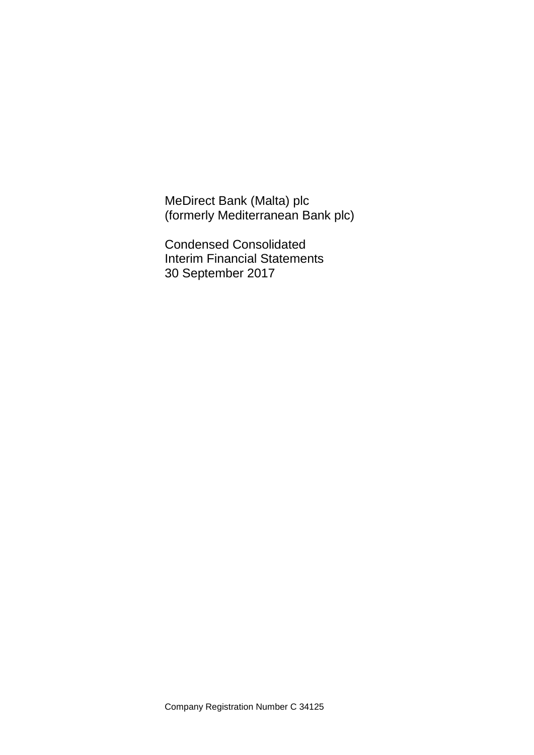MeDirect Bank (Malta) plc
(formerly Mediterranean Bank plc)

Condensed Consolidated
Interim Financial Statements
30 September 2017

Company Registration Number C 34125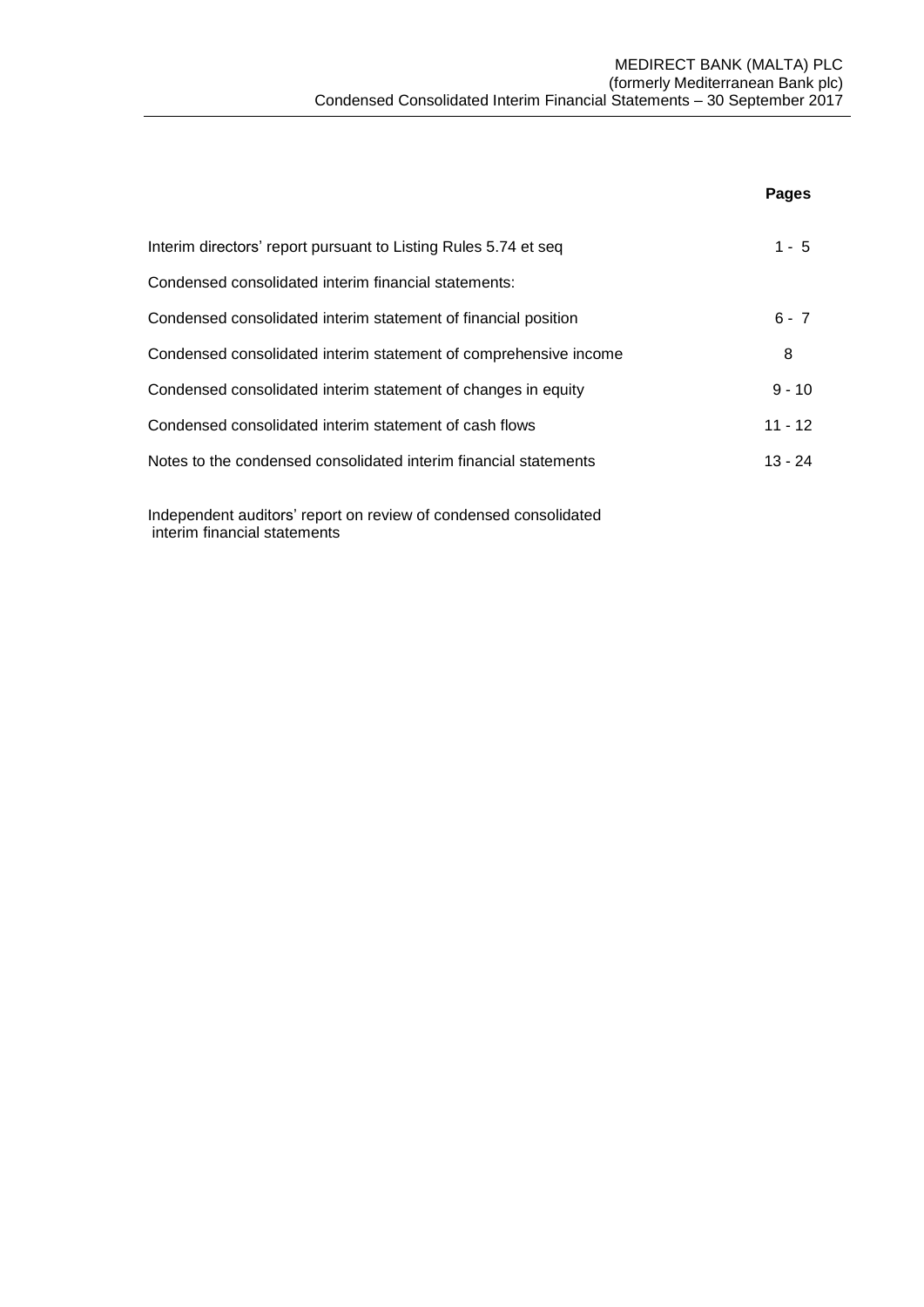| | Pages |
|---|---|
| Interim directors' report pursuant to Listing Rules 5.74 et seq | 1 - 5 |
| Condensed consolidated interim financial statements: | |
| Condensed consolidated interim statement of financial position | 6 - 7 |
| Condensed consolidated interim statement of comprehensive income | 8 |
| Condensed consolidated interim statement of changes in equity | 9 - 10 |
| Condensed consolidated interim statement of cash flows | 11 - 12 |
| Notes to the condensed consolidated interim financial statements | 13 - 24 |

Independent auditors' report on review of condensed consolidated interim financial statements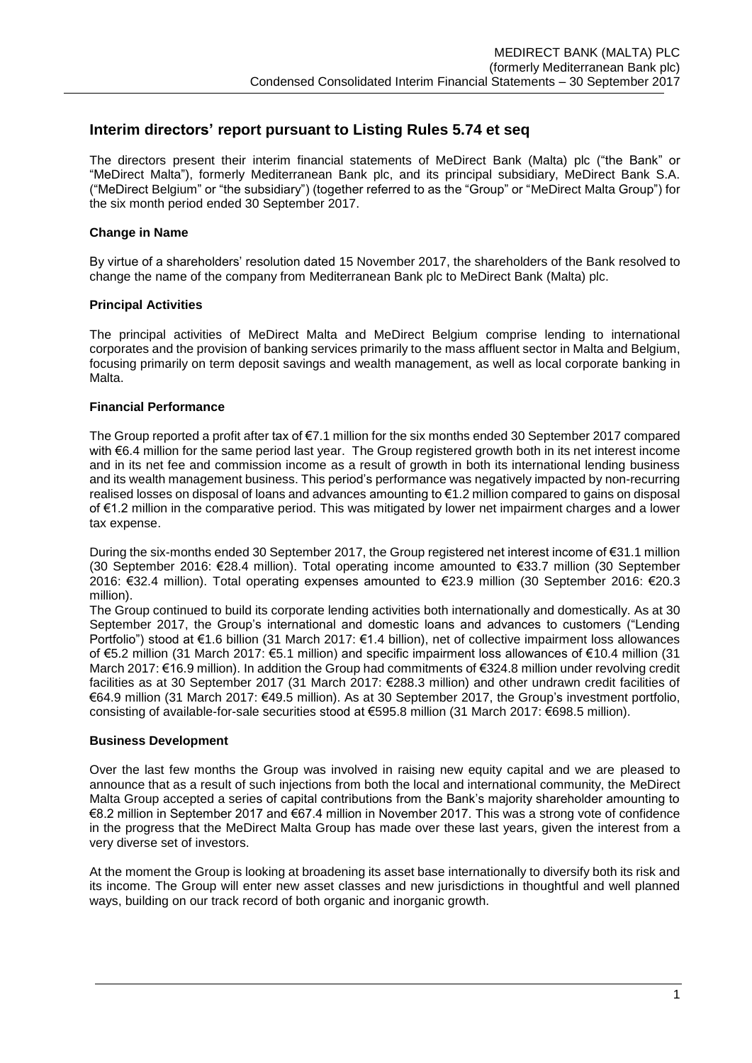## Interim directors' report pursuant to Listing Rules 5.74 et seq

The directors present their interim financial statements of MeDirect Bank (Malta) plc ("the Bank" or "MeDirect Malta"), formerly Mediterranean Bank plc, and its principal subsidiary, MeDirect Bank S.A. ("MeDirect Belgium" or "the subsidiary") (together referred to as the "Group" or "MeDirect Malta Group") for the six month period ended 30 September 2017.

### Change in Name

By virtue of a shareholders' resolution dated 15 November 2017, the shareholders of the Bank resolved to change the name of the company from Mediterranean Bank plc to MeDirect Bank (Malta) plc.

### Principal Activities

The principal activities of MeDirect Malta and MeDirect Belgium comprise lending to international corporates and the provision of banking services primarily to the mass affluent sector in Malta and Belgium, focusing primarily on term deposit savings and wealth management, as well as local corporate banking in Malta.

### Financial Performance

The Group reported a profit after tax of €7.1 million for the six months ended 30 September 2017 compared with €6.4 million for the same period last year. The Group registered growth both in its net interest income and in its net fee and commission income as a result of growth in both its international lending business and its wealth management business. This period's performance was negatively impacted by non-recurring realised losses on disposal of loans and advances amounting to €1.2 million compared to gains on disposal of €1.2 million in the comparative period. This was mitigated by lower net impairment charges and a lower tax expense.

During the six-months ended 30 September 2017, the Group registered net interest income of €31.1 million (30 September 2016: €28.4 million). Total operating income amounted to €33.7 million (30 September 2016: €32.4 million). Total operating expenses amounted to €23.9 million (30 September 2016: €20.3 million).

The Group continued to build its corporate lending activities both internationally and domestically. As at 30 September 2017, the Group's international and domestic loans and advances to customers ("Lending Portfolio") stood at €1.6 billion (31 March 2017: €1.4 billion), net of collective impairment loss allowances of €5.2 million (31 March 2017: €5.1 million) and specific impairment loss allowances of €10.4 million (31 March 2017: €16.9 million). In addition the Group had commitments of €324.8 million under revolving credit facilities as at 30 September 2017 (31 March 2017: €288.3 million) and other undrawn credit facilities of €64.9 million (31 March 2017: €49.5 million). As at 30 September 2017, the Group's investment portfolio, consisting of available-for-sale securities stood at €595.8 million (31 March 2017: €698.5 million).

### Business Development

Over the last few months the Group was involved in raising new equity capital and we are pleased to announce that as a result of such injections from both the local and international community, the MeDirect Malta Group accepted a series of capital contributions from the Bank's majority shareholder amounting to €8.2 million in September 2017 and €67.4 million in November 2017. This was a strong vote of confidence in the progress that the MeDirect Malta Group has made over these last years, given the interest from a very diverse set of investors.

At the moment the Group is looking at broadening its asset base internationally to diversify both its risk and its income. The Group will enter new asset classes and new jurisdictions in thoughtful and well planned ways, building on our track record of both organic and inorganic growth.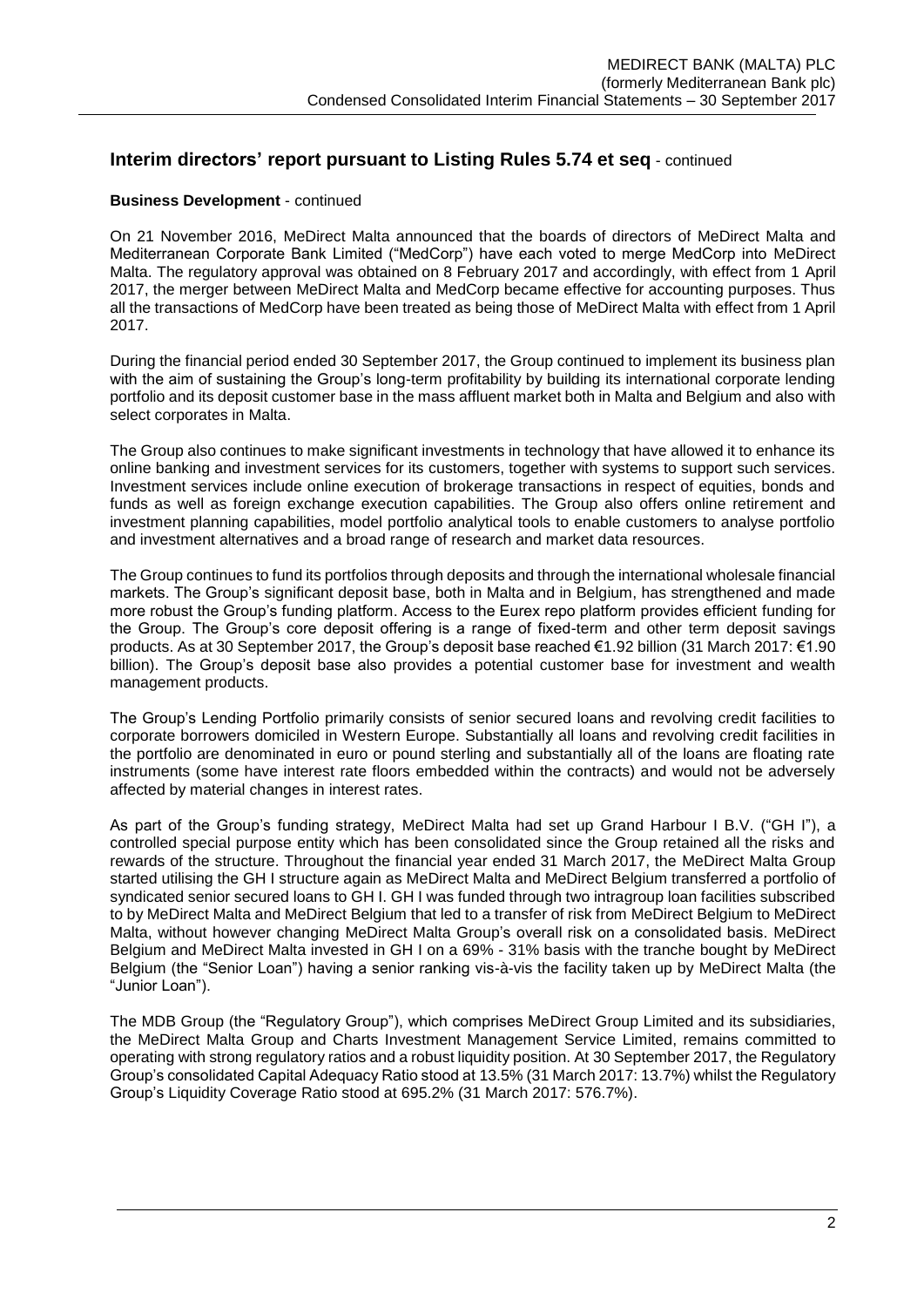## Interim directors' report pursuant to Listing Rules 5.74 et seq - continued

**Business Development** - continued

On 21 November 2016, MeDirect Malta announced that the boards of directors of MeDirect Malta and Mediterranean Corporate Bank Limited ("MedCorp") have each voted to merge MedCorp into MeDirect Malta. The regulatory approval was obtained on 8 February 2017 and accordingly, with effect from 1 April 2017, the merger between MeDirect Malta and MedCorp became effective for accounting purposes. Thus all the transactions of MedCorp have been treated as being those of MeDirect Malta with effect from 1 April 2017.

During the financial period ended 30 September 2017, the Group continued to implement its business plan with the aim of sustaining the Group's long-term profitability by building its international corporate lending portfolio and its deposit customer base in the mass affluent market both in Malta and Belgium and also with select corporates in Malta.

The Group also continues to make significant investments in technology that have allowed it to enhance its online banking and investment services for its customers, together with systems to support such services. Investment services include online execution of brokerage transactions in respect of equities, bonds and funds as well as foreign exchange execution capabilities. The Group also offers online retirement and investment planning capabilities, model portfolio analytical tools to enable customers to analyse portfolio and investment alternatives and a broad range of research and market data resources.

The Group continues to fund its portfolios through deposits and through the international wholesale financial markets. The Group's significant deposit base, both in Malta and in Belgium, has strengthened and made more robust the Group's funding platform. Access to the Eurex repo platform provides efficient funding for the Group. The Group's core deposit offering is a range of fixed-term and other term deposit savings products. As at 30 September 2017, the Group's deposit base reached €1.92 billion (31 March 2017: €1.90 billion). The Group's deposit base also provides a potential customer base for investment and wealth management products.

The Group's Lending Portfolio primarily consists of senior secured loans and revolving credit facilities to corporate borrowers domiciled in Western Europe. Substantially all loans and revolving credit facilities in the portfolio are denominated in euro or pound sterling and substantially all of the loans are floating rate instruments (some have interest rate floors embedded within the contracts) and would not be adversely affected by material changes in interest rates.

As part of the Group's funding strategy, MeDirect Malta had set up Grand Harbour I B.V. ("GH I"), a controlled special purpose entity which has been consolidated since the Group retained all the risks and rewards of the structure. Throughout the financial year ended 31 March 2017, the MeDirect Malta Group started utilising the GH I structure again as MeDirect Malta and MeDirect Belgium transferred a portfolio of syndicated senior secured loans to GH I. GH I was funded through two intragroup loan facilities subscribed to by MeDirect Malta and MeDirect Belgium that led to a transfer of risk from MeDirect Belgium to MeDirect Malta, without however changing MeDirect Malta Group's overall risk on a consolidated basis. MeDirect Belgium and MeDirect Malta invested in GH I on a 69% - 31% basis with the tranche bought by MeDirect Belgium (the "Senior Loan") having a senior ranking vis-à-vis the facility taken up by MeDirect Malta (the "Junior Loan").

The MDB Group (the "Regulatory Group"), which comprises MeDirect Group Limited and its subsidiaries, the MeDirect Malta Group and Charts Investment Management Service Limited, remains committed to operating with strong regulatory ratios and a robust liquidity position. At 30 September 2017, the Regulatory Group's consolidated Capital Adequacy Ratio stood at 13.5% (31 March 2017: 13.7%) whilst the Regulatory Group's Liquidity Coverage Ratio stood at 695.2% (31 March 2017: 576.7%).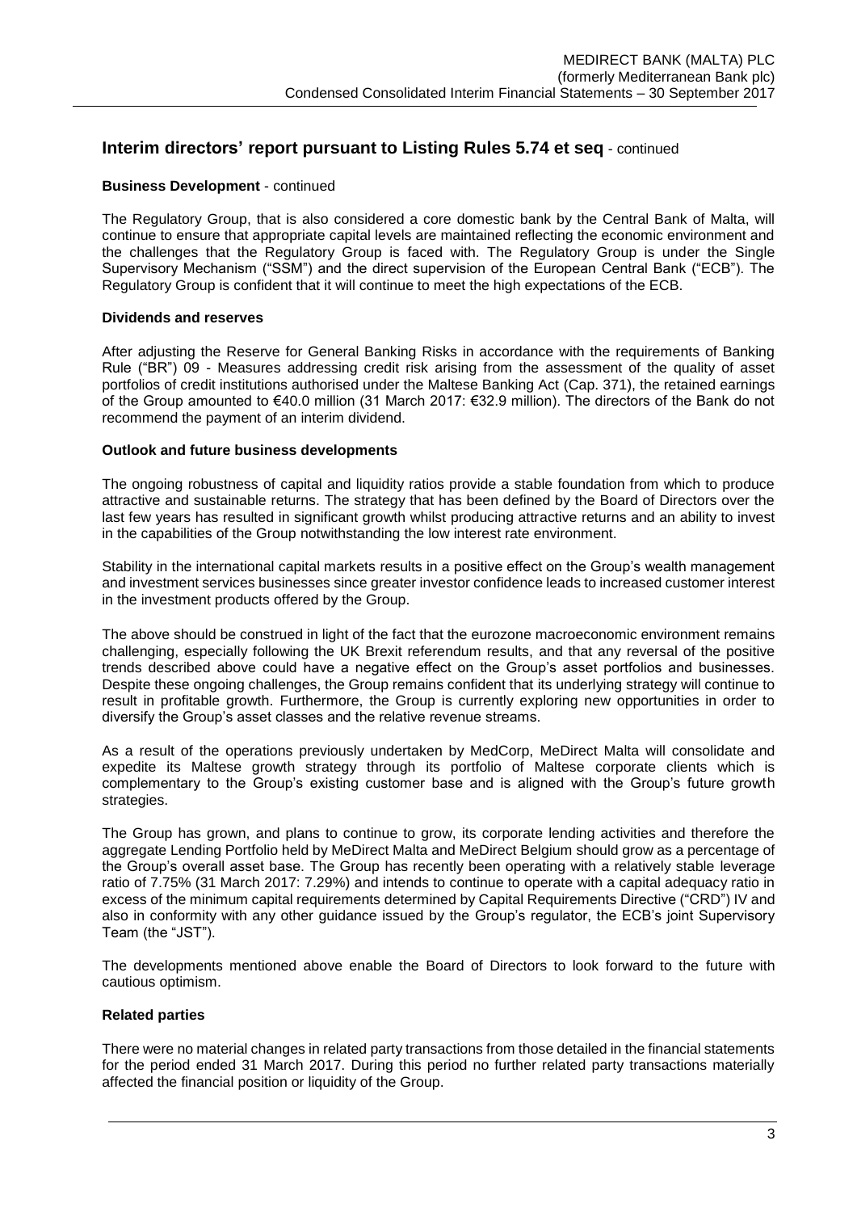## Interim directors' report pursuant to Listing Rules 5.74 et seq - continued

**Business Development** - continued

The Regulatory Group, that is also considered a core domestic bank by the Central Bank of Malta, will continue to ensure that appropriate capital levels are maintained reflecting the economic environment and the challenges that the Regulatory Group is faced with. The Regulatory Group is under the Single Supervisory Mechanism ("SSM") and the direct supervision of the European Central Bank ("ECB"). The Regulatory Group is confident that it will continue to meet the high expectations of the ECB.

**Dividends and reserves**

After adjusting the Reserve for General Banking Risks in accordance with the requirements of Banking Rule ("BR") 09 - Measures addressing credit risk arising from the assessment of the quality of asset portfolios of credit institutions authorised under the Maltese Banking Act (Cap. 371), the retained earnings of the Group amounted to €40.0 million (31 March 2017: €32.9 million). The directors of the Bank do not recommend the payment of an interim dividend.

**Outlook and future business developments**

The ongoing robustness of capital and liquidity ratios provide a stable foundation from which to produce attractive and sustainable returns. The strategy that has been defined by the Board of Directors over the last few years has resulted in significant growth whilst producing attractive returns and an ability to invest in the capabilities of the Group notwithstanding the low interest rate environment.

Stability in the international capital markets results in a positive effect on the Group's wealth management and investment services businesses since greater investor confidence leads to increased customer interest in the investment products offered by the Group.

The above should be construed in light of the fact that the eurozone macroeconomic environment remains challenging, especially following the UK Brexit referendum results, and that any reversal of the positive trends described above could have a negative effect on the Group's asset portfolios and businesses. Despite these ongoing challenges, the Group remains confident that its underlying strategy will continue to result in profitable growth. Furthermore, the Group is currently exploring new opportunities in order to diversify the Group's asset classes and the relative revenue streams.

As a result of the operations previously undertaken by MedCorp, MeDirect Malta will consolidate and expedite its Maltese growth strategy through its portfolio of Maltese corporate clients which is complementary to the Group's existing customer base and is aligned with the Group's future growth strategies.

The Group has grown, and plans to continue to grow, its corporate lending activities and therefore the aggregate Lending Portfolio held by MeDirect Malta and MeDirect Belgium should grow as a percentage of the Group's overall asset base. The Group has recently been operating with a relatively stable leverage ratio of 7.75% (31 March 2017: 7.29%) and intends to continue to operate with a capital adequacy ratio in excess of the minimum capital requirements determined by Capital Requirements Directive ("CRD") IV and also in conformity with any other guidance issued by the Group's regulator, the ECB's joint Supervisory Team (the "JST").

The developments mentioned above enable the Board of Directors to look forward to the future with cautious optimism.

**Related parties**

There were no material changes in related party transactions from those detailed in the financial statements for the period ended 31 March 2017. During this period no further related party transactions materially affected the financial position or liquidity of the Group.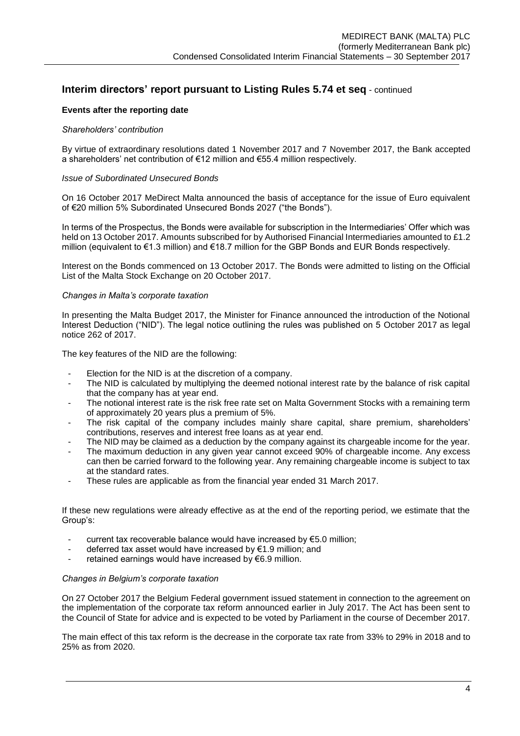## Interim directors' report pursuant to Listing Rules 5.74 et seq - continued

### Events after the reporting date

*Shareholders' contribution*

By virtue of extraordinary resolutions dated 1 November 2017 and 7 November 2017, the Bank accepted a shareholders' net contribution of €12 million and €55.4 million respectively.

*Issue of Subordinated Unsecured Bonds*

On 16 October 2017 MeDirect Malta announced the basis of acceptance for the issue of Euro equivalent of €20 million 5% Subordinated Unsecured Bonds 2027 ("the Bonds").

In terms of the Prospectus, the Bonds were available for subscription in the Intermediaries' Offer which was held on 13 October 2017. Amounts subscribed for by Authorised Financial Intermediaries amounted to £1.2 million (equivalent to €1.3 million) and €18.7 million for the GBP Bonds and EUR Bonds respectively.

Interest on the Bonds commenced on 13 October 2017. The Bonds were admitted to listing on the Official List of the Malta Stock Exchange on 20 October 2017.

*Changes in Malta's corporate taxation*

In presenting the Malta Budget 2017, the Minister for Finance announced the introduction of the Notional Interest Deduction ("NID"). The legal notice outlining the rules was published on 5 October 2017 as legal notice 262 of 2017.

The key features of the NID are the following:

- Election for the NID is at the discretion of a company.
- The NID is calculated by multiplying the deemed notional interest rate by the balance of risk capital that the company has at year end.
- The notional interest rate is the risk free rate set on Malta Government Stocks with a remaining term of approximately 20 years plus a premium of 5%.
- The risk capital of the company includes mainly share capital, share premium, shareholders' contributions, reserves and interest free loans as at year end.
- The NID may be claimed as a deduction by the company against its chargeable income for the year.
- The maximum deduction in any given year cannot exceed 90% of chargeable income. Any excess can then be carried forward to the following year. Any remaining chargeable income is subject to tax at the standard rates.
- These rules are applicable as from the financial year ended 31 March 2017.

If these new regulations were already effective as at the end of the reporting period, we estimate that the Group's:

- current tax recoverable balance would have increased by €5.0 million;
- deferred tax asset would have increased by €1.9 million; and
- retained earnings would have increased by €6.9 million.

*Changes in Belgium's corporate taxation*

On 27 October 2017 the Belgium Federal government issued statement in connection to the agreement on the implementation of the corporate tax reform announced earlier in July 2017. The Act has been sent to the Council of State for advice and is expected to be voted by Parliament in the course of December 2017.

The main effect of this tax reform is the decrease in the corporate tax rate from 33% to 29% in 2018 and to 25% as from 2020.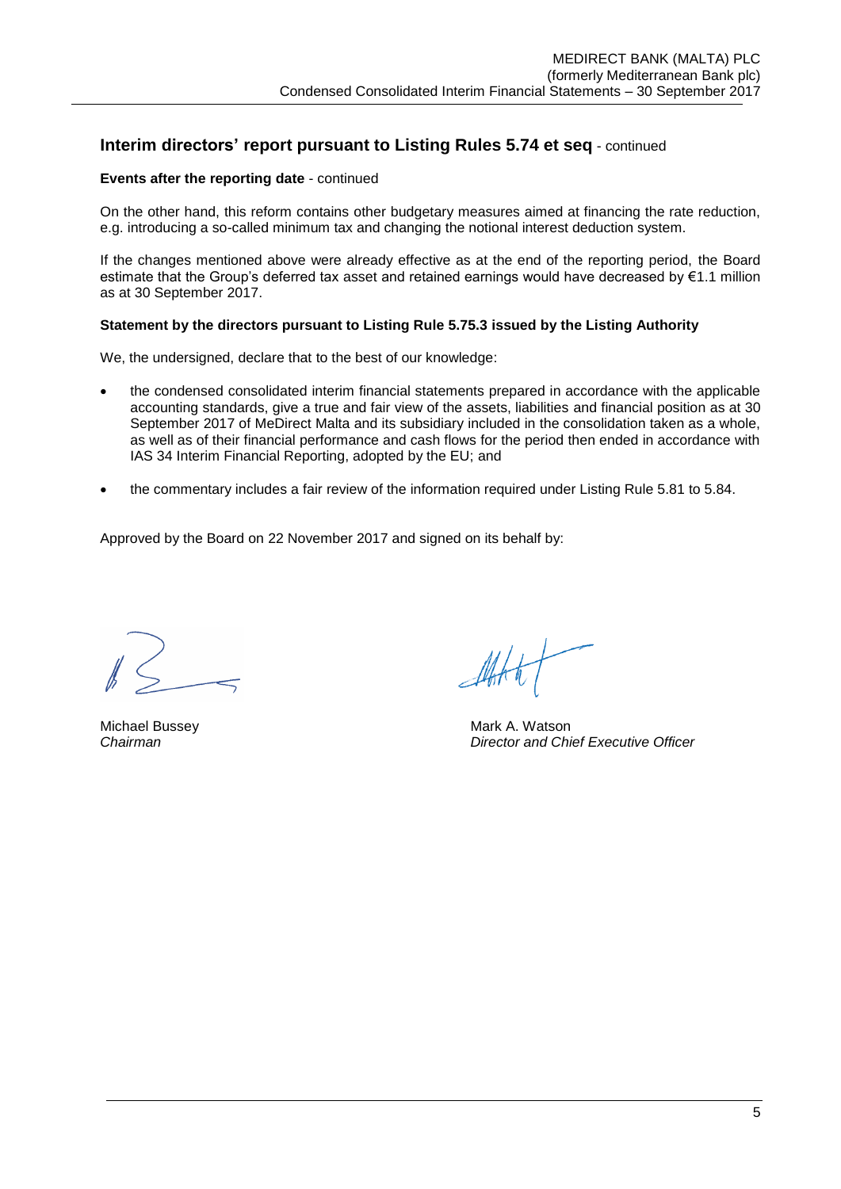## Interim directors' report pursuant to Listing Rules 5.74 et seq - continued

**Events after the reporting date** - continued

On the other hand, this reform contains other budgetary measures aimed at financing the rate reduction, e.g. introducing a so-called minimum tax and changing the notional interest deduction system.

If the changes mentioned above were already effective as at the end of the reporting period, the Board estimate that the Group's deferred tax asset and retained earnings would have decreased by €1.1 million as at 30 September 2017.

**Statement by the directors pursuant to Listing Rule 5.75.3 issued by the Listing Authority**

We, the undersigned, declare that to the best of our knowledge:

- the condensed consolidated interim financial statements prepared in accordance with the applicable accounting standards, give a true and fair view of the assets, liabilities and financial position as at 30 September 2017 of MeDirect Malta and its subsidiary included in the consolidation taken as a whole, as well as of their financial performance and cash flows for the period then ended in accordance with IAS 34 Interim Financial Reporting, adopted by the EU; and

- the commentary includes a fair review of the information required under Listing Rule 5.81 to 5.84.

Approved by the Board on 22 November 2017 and signed on its behalf by:

Michael Bussey
*Chairman*

Mark A. Watson
*Director and Chief Executive Officer*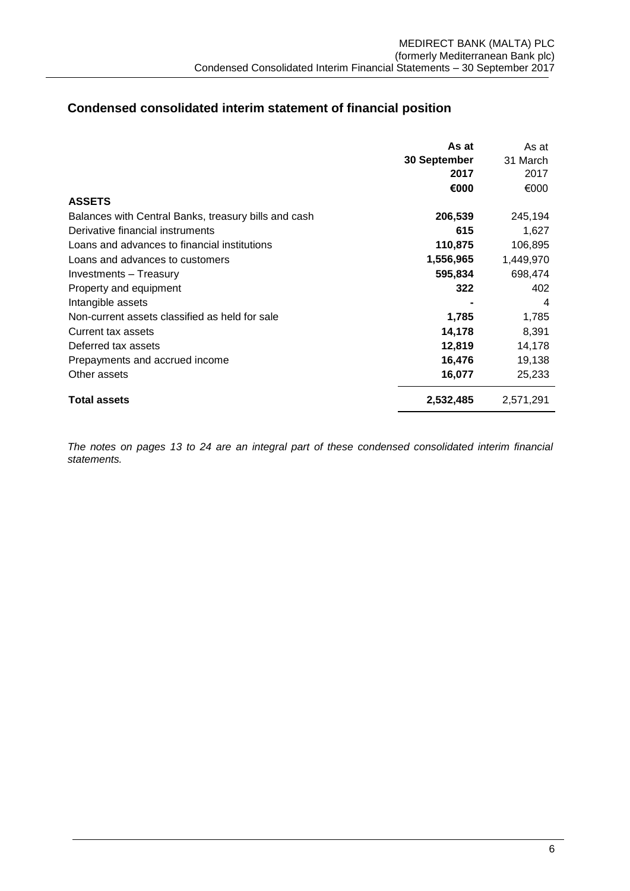## Condensed consolidated interim statement of financial position

| | As at 30 September 2017 €000 | As at 31 March 2017 €000 |
|---|---|---|
| **ASSETS** | | |
| Balances with Central Banks, treasury bills and cash | **206,539** | 245,194 |
| Derivative financial instruments | **615** | 1,627 |
| Loans and advances to financial institutions | **110,875** | 106,895 |
| Loans and advances to customers | **1,556,965** | 1,449,970 |
| Investments – Treasury | **595,834** | 698,474 |
| Property and equipment | **322** | 402 |
| Intangible assets | **-** | 4 |
| Non-current assets classified as held for sale | **1,785** | 1,785 |
| Current tax assets | **14,178** | 8,391 |
| Deferred tax assets | **12,819** | 14,178 |
| Prepayments and accrued income | **16,476** | 19,138 |
| Other assets | **16,077** | 25,233 |
| **Total assets** | **2,532,485** | 2,571,291 |

*The notes on pages 13 to 24 are an integral part of these condensed consolidated interim financial statements.*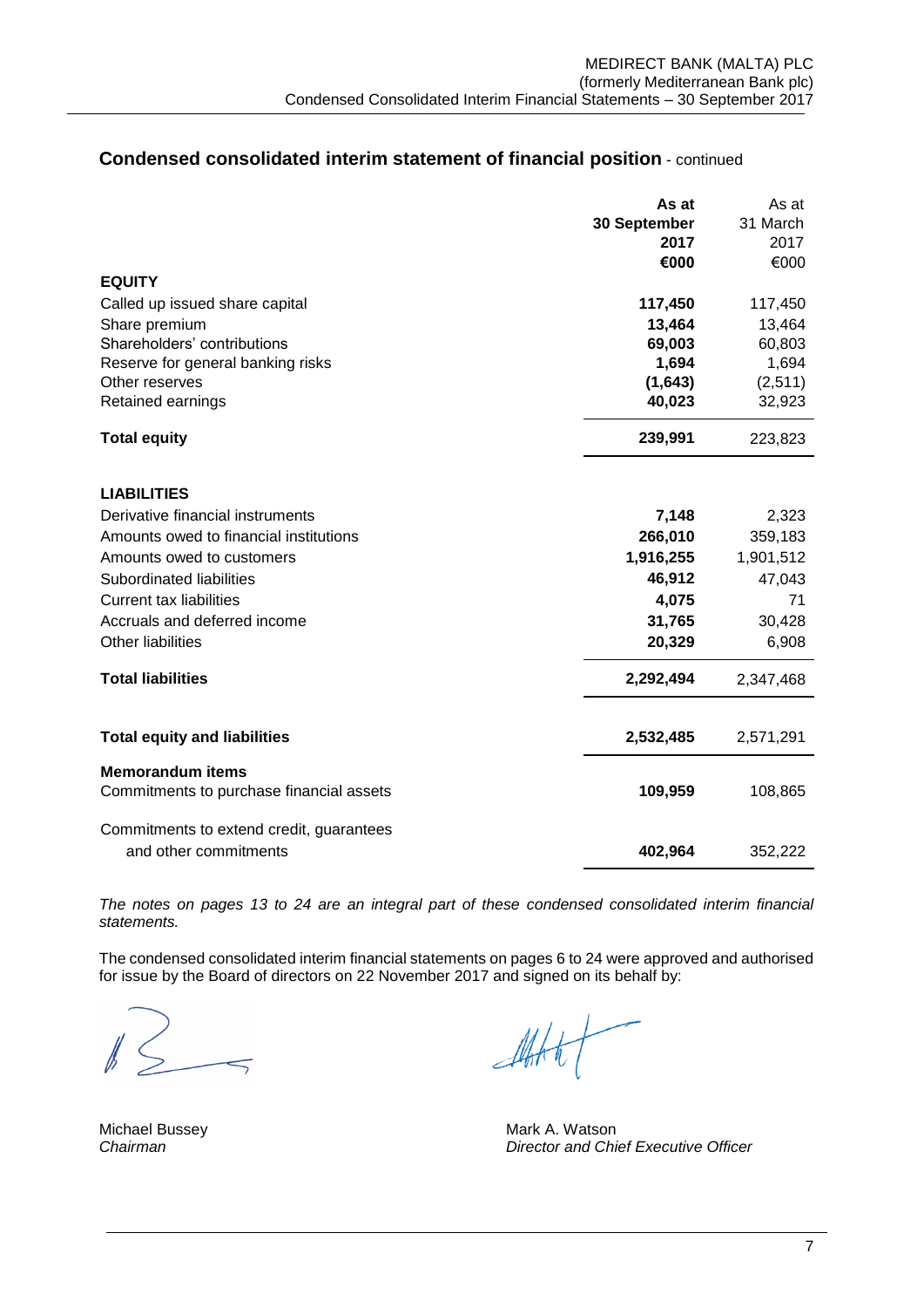## Condensed consolidated interim statement of financial position - continued

| | As at 30 September 2017 €000 | As at 31 March 2017 €000 |
|---|---|---|
| **EQUITY** | | |
| Called up issued share capital | **117,450** | 117,450 |
| Share premium | **13,464** | 13,464 |
| Shareholders' contributions | **69,003** | 60,803 |
| Reserve for general banking risks | **1,694** | 1,694 |
| Other reserves | **(1,643)** | (2,511) |
| Retained earnings | **40,023** | 32,923 |
| **Total equity** | **239,991** | 223,823 |
| **LIABILITIES** | | |
| Derivative financial instruments | **7,148** | 2,323 |
| Amounts owed to financial institutions | **266,010** | 359,183 |
| Amounts owed to customers | **1,916,255** | 1,901,512 |
| Subordinated liabilities | **46,912** | 47,043 |
| Current tax liabilities | **4,075** | 71 |
| Accruals and deferred income | **31,765** | 30,428 |
| Other liabilities | **20,329** | 6,908 |
| **Total liabilities** | **2,292,494** | 2,347,468 |
| **Total equity and liabilities** | **2,532,485** | 2,571,291 |
| **Memorandum items** | | |
| Commitments to purchase financial assets | **109,959** | 108,865 |
| Commitments to extend credit, guarantees and other commitments | **402,964** | 352,222 |

*The notes on pages 13 to 24 are an integral part of these condensed consolidated interim financial statements.*

The condensed consolidated interim financial statements on pages 6 to 24 were approved and authorised for issue by the Board of directors on 22 November 2017 and signed on its behalf by:

Michael Bussey
*Chairman*

Mark A. Watson
*Director and Chief Executive Officer*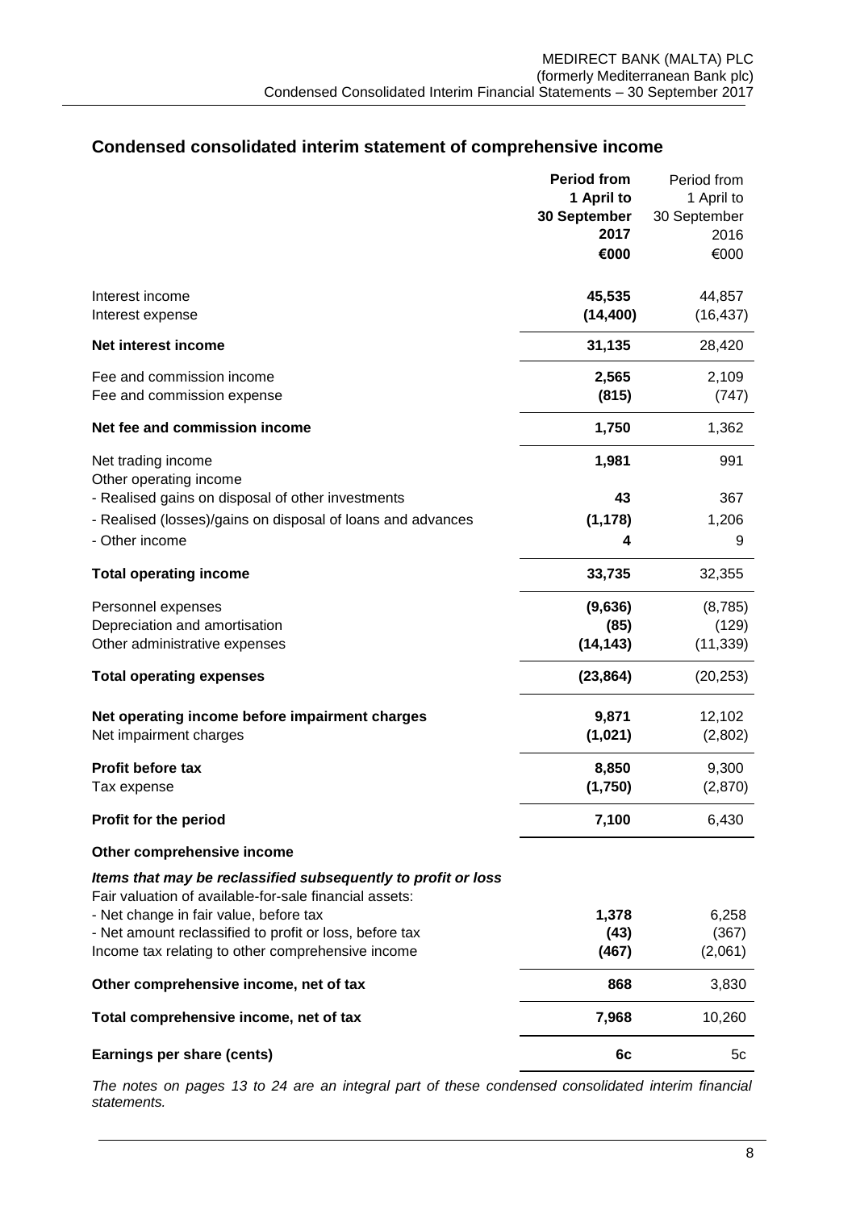## Condensed consolidated interim statement of comprehensive income

| | **Period from 1 April to 30 September 2017 €000** | Period from 1 April to 30 September 2016 €000 |
|---|---|---|
| Interest income | **45,535** | 44,857 |
| Interest expense | **(14,400)** | (16,437) |
| **Net interest income** | **31,135** | 28,420 |
| Fee and commission income | **2,565** | 2,109 |
| Fee and commission expense | **(815)** | (747) |
| **Net fee and commission income** | **1,750** | 1,362 |
| Net trading income | **1,981** | 991 |
| Other operating income | | |
| - Realised gains on disposal of other investments | **43** | 367 |
| - Realised (losses)/gains on disposal of loans and advances | **(1,178)** | 1,206 |
| - Other income | **4** | 9 |
| **Total operating income** | **33,735** | 32,355 |
| Personnel expenses | **(9,636)** | (8,785) |
| Depreciation and amortisation | **(85)** | (129) |
| Other administrative expenses | **(14,143)** | (11,339) |
| **Total operating expenses** | **(23,864)** | (20,253) |
| **Net operating income before impairment charges** | **9,871** | 12,102 |
| Net impairment charges | **(1,021)** | (2,802) |
| **Profit before tax** | **8,850** | 9,300 |
| Tax expense | **(1,750)** | (2,870) |
| **Profit for the period** | **7,100** | 6,430 |
| **Other comprehensive income** | | |
| ***Items that may be reclassified subsequently to profit or loss*** | | |
| Fair valuation of available-for-sale financial assets: | | |
| - Net change in fair value, before tax | **1,378** | 6,258 |
| - Net amount reclassified to profit or loss, before tax | **(43)** | (367) |
| Income tax relating to other comprehensive income | **(467)** | (2,061) |
| **Other comprehensive income, net of tax** | **868** | 3,830 |
| **Total comprehensive income, net of tax** | **7,968** | 10,260 |
| **Earnings per share (cents)** | **6c** | 5c |

*The notes on pages 13 to 24 are an integral part of these condensed consolidated interim financial statements.*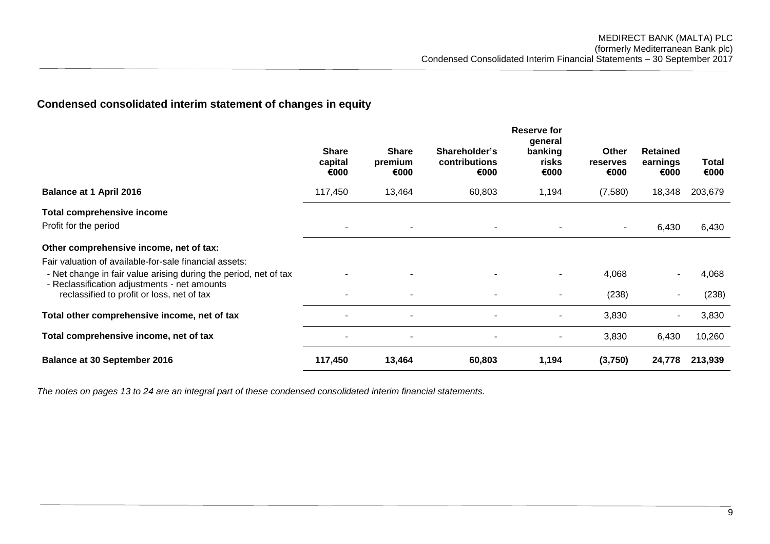## Condensed consolidated interim statement of changes in equity

| | Share capital €000 | Share premium €000 | Shareholder's contributions €000 | Reserve for general banking risks €000 | Other reserves €000 | Retained earnings €000 | Total €000 |
|---|---|---|---|---|---|---|---|
| **Balance at 1 April 2016** | 117,450 | 13,464 | 60,803 | 1,194 | (7,580) | 18,348 | 203,679 |
| **Total comprehensive income** | | | | | | | |
| Profit for the period | - | - | - | - | - | 6,430 | 6,430 |
| **Other comprehensive income, net of tax:** | | | | | | | |
| Fair valuation of available-for-sale financial assets: | | | | | | | |
| - Net change in fair value arising during the period, net of tax | - | - | - | - | 4,068 | - | 4,068 |
| - Reclassification adjustments - net amounts reclassified to profit or loss, net of tax | - | - | - | - | (238) | - | (238) |
| **Total other comprehensive income, net of tax** | - | - | - | - | 3,830 | - | 3,830 |
| **Total comprehensive income, net of tax** | - | - | - | - | 3,830 | 6,430 | 10,260 |
| **Balance at 30 September 2016** | **117,450** | **13,464** | **60,803** | **1,194** | **(3,750)** | **24,778** | **213,939** |

*The notes on pages 13 to 24 are an integral part of these condensed consolidated interim financial statements.*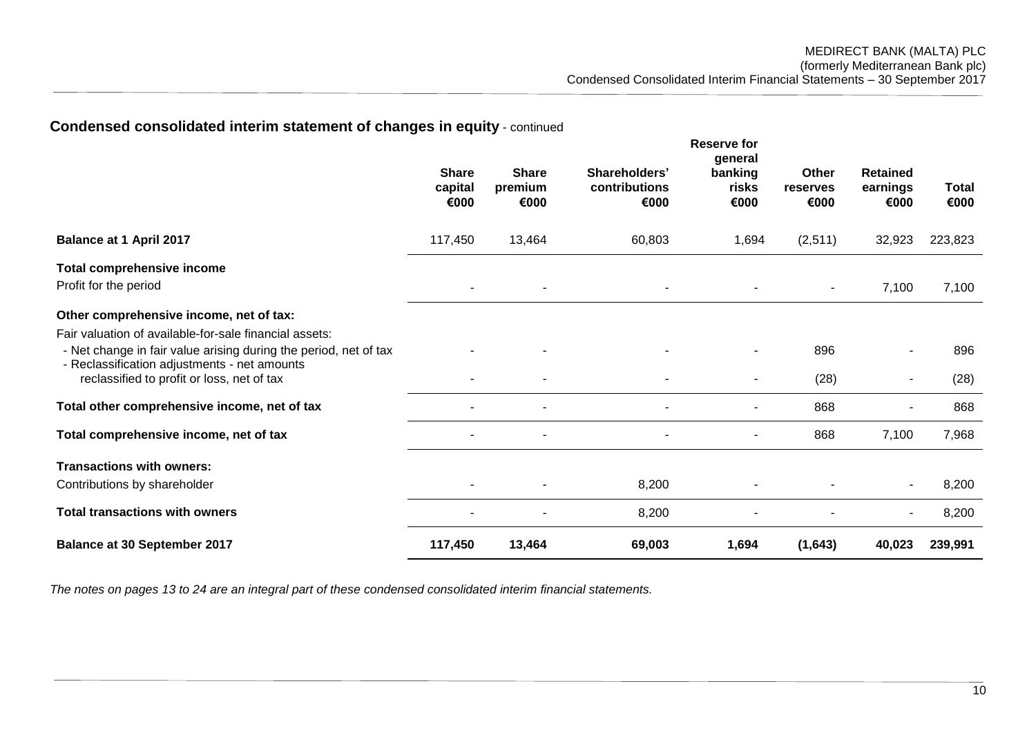## Condensed consolidated interim statement of changes in equity - continued

| | Share capital €000 | Share premium €000 | Shareholders' contributions €000 | Reserve for general banking risks €000 | Other reserves €000 | Retained earnings €000 | Total €000 |
|---|---|---|---|---|---|---|---|
| **Balance at 1 April 2017** | 117,450 | 13,464 | 60,803 | 1,694 | (2,511) | 32,923 | 223,823 |
| **Total comprehensive income** | | | | | | | |
| Profit for the period | - | - | - | - | - | 7,100 | 7,100 |
| **Other comprehensive income, net of tax:** | | | | | | | |
| Fair valuation of available-for-sale financial assets: | | | | | | | |
| - Net change in fair value arising during the period, net of tax | - | - | - | - | 896 | - | 896 |
| - Reclassification adjustments - net amounts reclassified to profit or loss, net of tax | - | - | - | - | (28) | - | (28) |
| **Total other comprehensive income, net of tax** | - | - | - | - | 868 | - | 868 |
| **Total comprehensive income, net of tax** | - | - | - | - | 868 | 7,100 | 7,968 |
| **Transactions with owners:** | | | | | | | |
| Contributions by shareholder | - | - | 8,200 | - | - | - | 8,200 |
| **Total transactions with owners** | - | - | 8,200 | - | - | - | 8,200 |
| **Balance at 30 September 2017** | **117,450** | **13,464** | **69,003** | **1,694** | **(1,643)** | **40,023** | **239,991** |

*The notes on pages 13 to 24 are an integral part of these condensed consolidated interim financial statements.*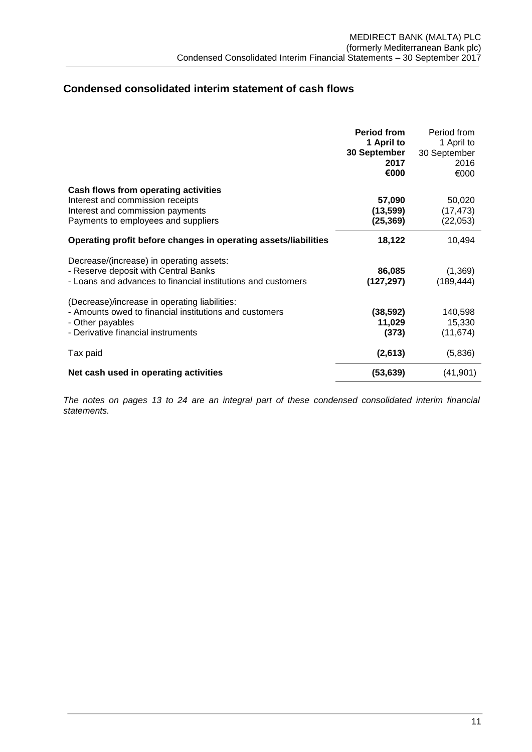## Condensed consolidated interim statement of cash flows

| | **Period from 1 April to 30 September 2017 €000** | Period from 1 April to 30 September 2016 €000 |
|---|---|---|
| **Cash flows from operating activities** | | |
| Interest and commission receipts | **57,090** | 50,020 |
| Interest and commission payments | **(13,599)** | (17,473) |
| Payments to employees and suppliers | **(25,369)** | (22,053) |
| **Operating profit before changes in operating assets/liabilities** | **18,122** | 10,494 |
| Decrease/(increase) in operating assets: | | |
| - Reserve deposit with Central Banks | **86,085** | (1,369) |
| - Loans and advances to financial institutions and customers | **(127,297)** | (189,444) |
| (Decrease)/increase in operating liabilities: | | |
| - Amounts owed to financial institutions and customers | **(38,592)** | 140,598 |
| - Other payables | **11,029** | 15,330 |
| - Derivative financial instruments | **(373)** | (11,674) |
| Tax paid | **(2,613)** | (5,836) |
| **Net cash used in operating activities** | **(53,639)** | (41,901) |

*The notes on pages 13 to 24 are an integral part of these condensed consolidated interim financial statements.*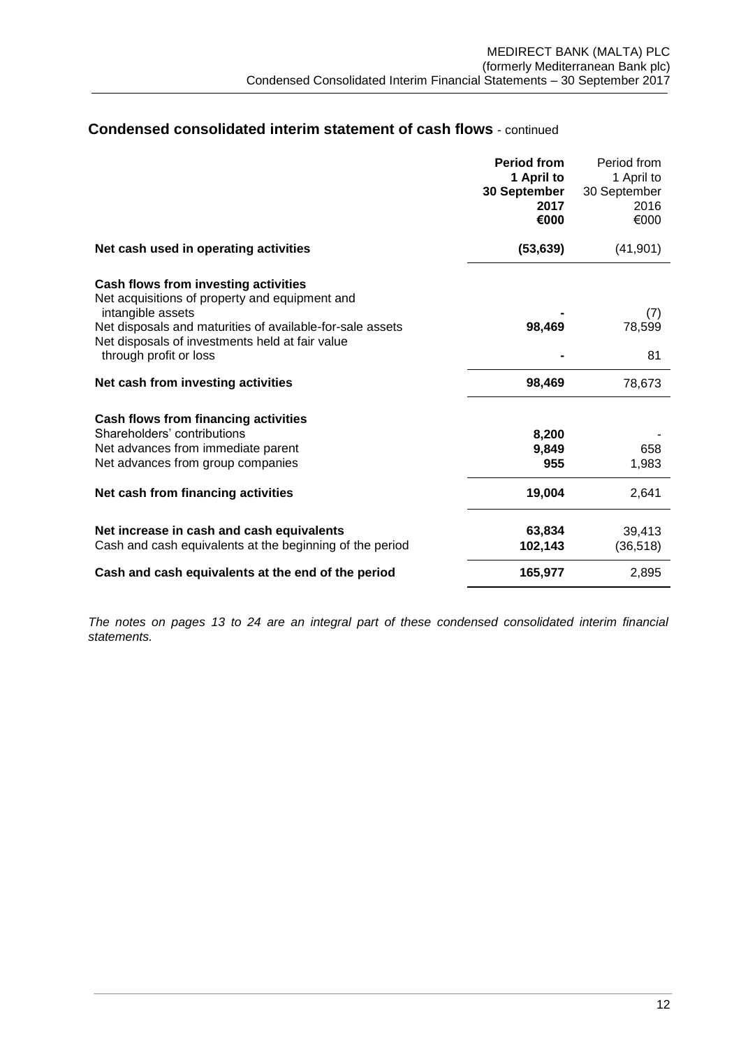## Condensed consolidated interim statement of cash flows - continued

| | **Period from 1 April to 30 September 2017 €000** | Period from 1 April to 30 September 2016 €000 |
|---|---|---|
| **Net cash used in operating activities** | **(53,639)** | (41,901) |
| **Cash flows from investing activities** | | |
| Net acquisitions of property and equipment and intangible assets | **-** | (7) |
| Net disposals and maturities of available-for-sale assets | **98,469** | 78,599 |
| Net disposals of investments held at fair value through profit or loss | **-** | 81 |
| **Net cash from investing activities** | **98,469** | 78,673 |
| **Cash flows from financing activities** | | |
| Shareholders' contributions | **8,200** | - |
| Net advances from immediate parent | **9,849** | 658 |
| Net advances from group companies | **955** | 1,983 |
| **Net cash from financing activities** | **19,004** | 2,641 |
| **Net increase in cash and cash equivalents** | **63,834** | 39,413 |
| Cash and cash equivalents at the beginning of the period | **102,143** | (36,518) |
| **Cash and cash equivalents at the end of the period** | **165,977** | 2,895 |

*The notes on pages 13 to 24 are an integral part of these condensed consolidated interim financial statements.*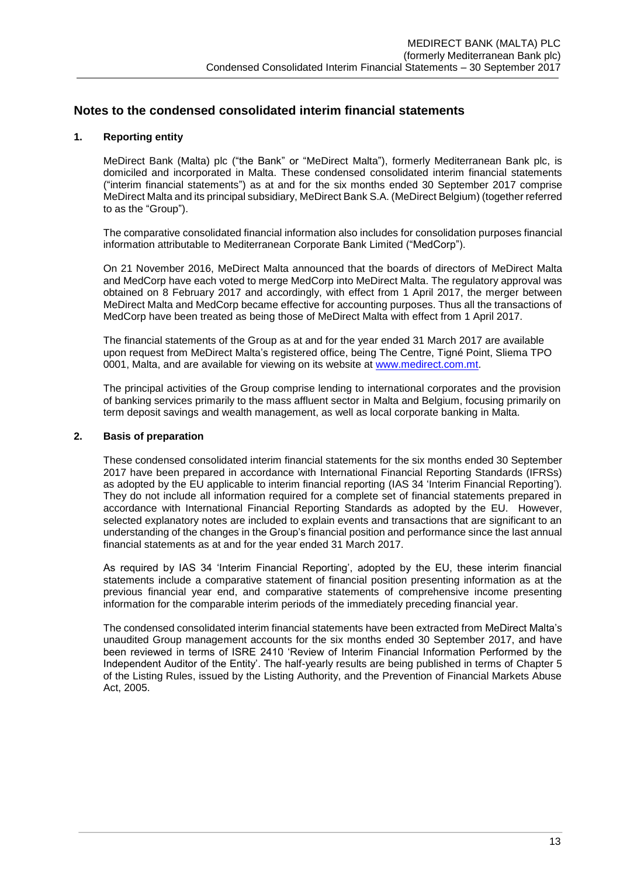## Notes to the condensed consolidated interim financial statements

### 1. Reporting entity

MeDirect Bank (Malta) plc ("the Bank" or "MeDirect Malta"), formerly Mediterranean Bank plc, is domiciled and incorporated in Malta. These condensed consolidated interim financial statements ("interim financial statements") as at and for the six months ended 30 September 2017 comprise MeDirect Malta and its principal subsidiary, MeDirect Bank S.A. (MeDirect Belgium) (together referred to as the "Group").

The comparative consolidated financial information also includes for consolidation purposes financial information attributable to Mediterranean Corporate Bank Limited ("MedCorp").

On 21 November 2016, MeDirect Malta announced that the boards of directors of MeDirect Malta and MedCorp have each voted to merge MedCorp into MeDirect Malta. The regulatory approval was obtained on 8 February 2017 and accordingly, with effect from 1 April 2017, the merger between MeDirect Malta and MedCorp became effective for accounting purposes. Thus all the transactions of MedCorp have been treated as being those of MeDirect Malta with effect from 1 April 2017.

The financial statements of the Group as at and for the year ended 31 March 2017 are available upon request from MeDirect Malta's registered office, being The Centre, Tigné Point, Sliema TPO 0001, Malta, and are available for viewing on its website at www.medirect.com.mt.

The principal activities of the Group comprise lending to international corporates and the provision of banking services primarily to the mass affluent sector in Malta and Belgium, focusing primarily on term deposit savings and wealth management, as well as local corporate banking in Malta.

### 2. Basis of preparation

These condensed consolidated interim financial statements for the six months ended 30 September 2017 have been prepared in accordance with International Financial Reporting Standards (IFRSs) as adopted by the EU applicable to interim financial reporting (IAS 34 'Interim Financial Reporting'). They do not include all information required for a complete set of financial statements prepared in accordance with International Financial Reporting Standards as adopted by the EU. However, selected explanatory notes are included to explain events and transactions that are significant to an understanding of the changes in the Group's financial position and performance since the last annual financial statements as at and for the year ended 31 March 2017.

As required by IAS 34 'Interim Financial Reporting', adopted by the EU, these interim financial statements include a comparative statement of financial position presenting information as at the previous financial year end, and comparative statements of comprehensive income presenting information for the comparable interim periods of the immediately preceding financial year.

The condensed consolidated interim financial statements have been extracted from MeDirect Malta's unaudited Group management accounts for the six months ended 30 September 2017, and have been reviewed in terms of ISRE 2410 'Review of Interim Financial Information Performed by the Independent Auditor of the Entity'. The half-yearly results are being published in terms of Chapter 5 of the Listing Rules, issued by the Listing Authority, and the Prevention of Financial Markets Abuse Act, 2005.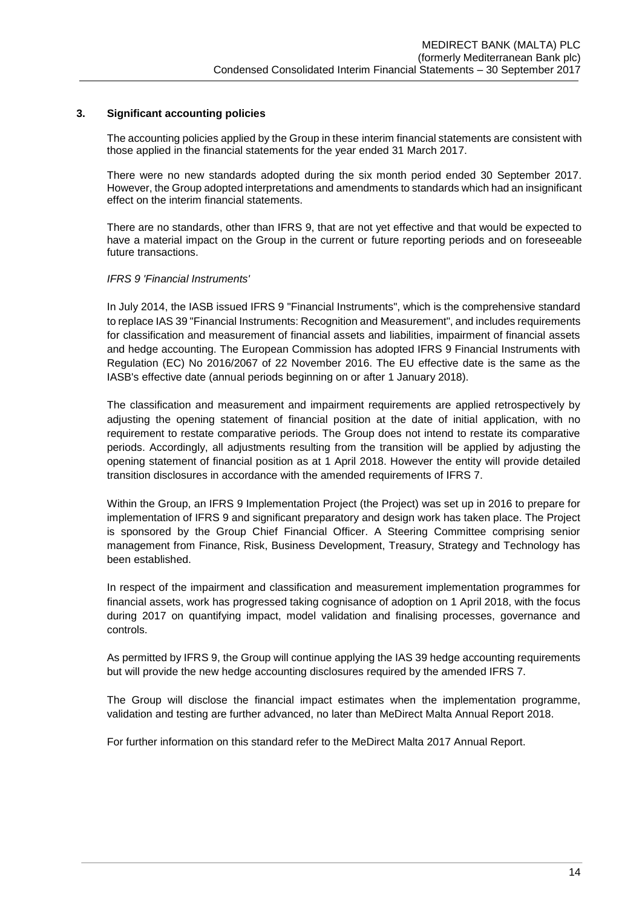## 3. Significant accounting policies

The accounting policies applied by the Group in these interim financial statements are consistent with those applied in the financial statements for the year ended 31 March 2017.

There were no new standards adopted during the six month period ended 30 September 2017. However, the Group adopted interpretations and amendments to standards which had an insignificant effect on the interim financial statements.

There are no standards, other than IFRS 9, that are not yet effective and that would be expected to have a material impact on the Group in the current or future reporting periods and on foreseeable future transactions.

*IFRS 9 'Financial Instruments'*

In July 2014, the IASB issued IFRS 9 "Financial Instruments", which is the comprehensive standard to replace IAS 39 "Financial Instruments: Recognition and Measurement", and includes requirements for classification and measurement of financial assets and liabilities, impairment of financial assets and hedge accounting. The European Commission has adopted IFRS 9 Financial Instruments with Regulation (EC) No 2016/2067 of 22 November 2016. The EU effective date is the same as the IASB's effective date (annual periods beginning on or after 1 January 2018).

The classification and measurement and impairment requirements are applied retrospectively by adjusting the opening statement of financial position at the date of initial application, with no requirement to restate comparative periods. The Group does not intend to restate its comparative periods. Accordingly, all adjustments resulting from the transition will be applied by adjusting the opening statement of financial position as at 1 April 2018. However the entity will provide detailed transition disclosures in accordance with the amended requirements of IFRS 7.

Within the Group, an IFRS 9 Implementation Project (the Project) was set up in 2016 to prepare for implementation of IFRS 9 and significant preparatory and design work has taken place. The Project is sponsored by the Group Chief Financial Officer. A Steering Committee comprising senior management from Finance, Risk, Business Development, Treasury, Strategy and Technology has been established.

In respect of the impairment and classification and measurement implementation programmes for financial assets, work has progressed taking cognisance of adoption on 1 April 2018, with the focus during 2017 on quantifying impact, model validation and finalising processes, governance and controls.

As permitted by IFRS 9, the Group will continue applying the IAS 39 hedge accounting requirements but will provide the new hedge accounting disclosures required by the amended IFRS 7.

The Group will disclose the financial impact estimates when the implementation programme, validation and testing are further advanced, no later than MeDirect Malta Annual Report 2018.

For further information on this standard refer to the MeDirect Malta 2017 Annual Report.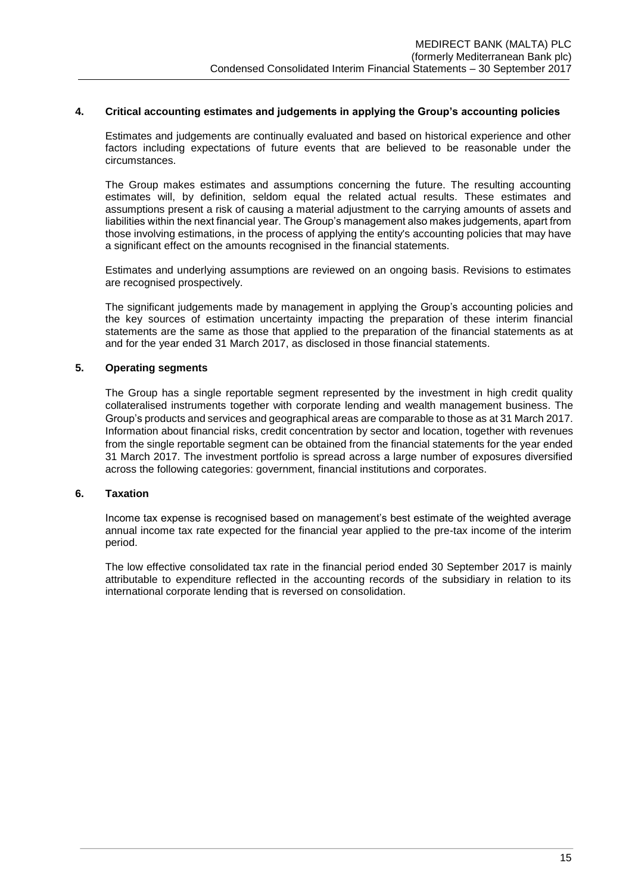## 4. Critical accounting estimates and judgements in applying the Group's accounting policies

Estimates and judgements are continually evaluated and based on historical experience and other factors including expectations of future events that are believed to be reasonable under the circumstances.

The Group makes estimates and assumptions concerning the future. The resulting accounting estimates will, by definition, seldom equal the related actual results. These estimates and assumptions present a risk of causing a material adjustment to the carrying amounts of assets and liabilities within the next financial year. The Group's management also makes judgements, apart from those involving estimations, in the process of applying the entity's accounting policies that may have a significant effect on the amounts recognised in the financial statements.

Estimates and underlying assumptions are reviewed on an ongoing basis. Revisions to estimates are recognised prospectively.

The significant judgements made by management in applying the Group's accounting policies and the key sources of estimation uncertainty impacting the preparation of these interim financial statements are the same as those that applied to the preparation of the financial statements as at and for the year ended 31 March 2017, as disclosed in those financial statements.

## 5. Operating segments

The Group has a single reportable segment represented by the investment in high credit quality collateralised instruments together with corporate lending and wealth management business. The Group's products and services and geographical areas are comparable to those as at 31 March 2017. Information about financial risks, credit concentration by sector and location, together with revenues from the single reportable segment can be obtained from the financial statements for the year ended 31 March 2017. The investment portfolio is spread across a large number of exposures diversified across the following categories: government, financial institutions and corporates.

## 6. Taxation

Income tax expense is recognised based on management's best estimate of the weighted average annual income tax rate expected for the financial year applied to the pre-tax income of the interim period.

The low effective consolidated tax rate in the financial period ended 30 September 2017 is mainly attributable to expenditure reflected in the accounting records of the subsidiary in relation to its international corporate lending that is reversed on consolidation.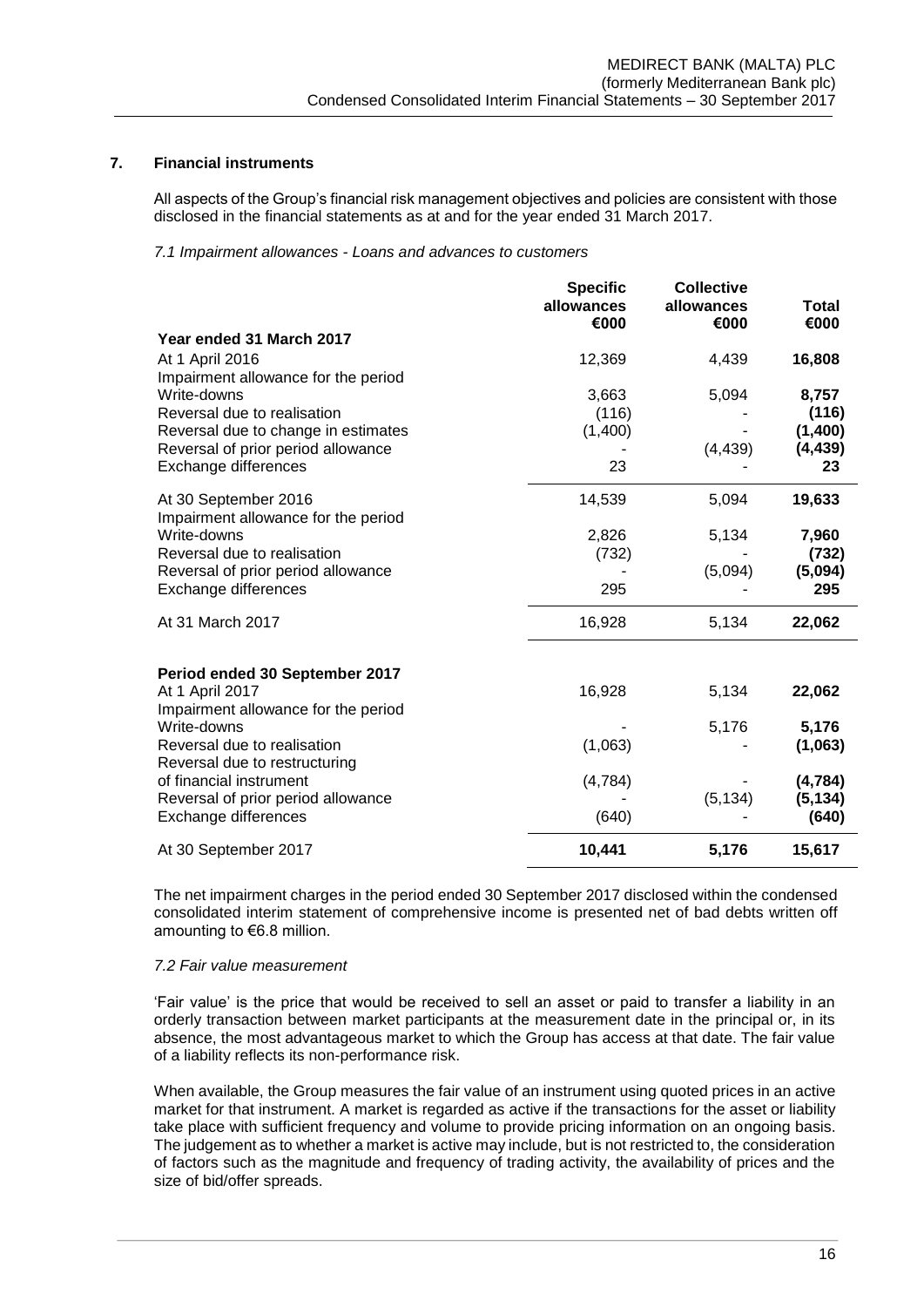## 7. Financial instruments

All aspects of the Group's financial risk management objectives and policies are consistent with those disclosed in the financial statements as at and for the year ended 31 March 2017.

*7.1 Impairment allowances - Loans and advances to customers*

| | Specific allowances €000 | Collective allowances €000 | Total €000 |
|---|---|---|---|
| **Year ended 31 March 2017** | | | |
| At 1 April 2016 | 12,369 | 4,439 | **16,808** |
| Impairment allowance for the period | | | |
| Write-downs | 3,663 | 5,094 | **8,757** |
| Reversal due to realisation | (116) | - | **(116)** |
| Reversal due to change in estimates | (1,400) | - | **(1,400)** |
| Reversal of prior period allowance | - | (4,439) | **(4,439)** |
| Exchange differences | 23 | - | **23** |
| At 30 September 2016 | 14,539 | 5,094 | **19,633** |
| Impairment allowance for the period | | | |
| Write-downs | 2,826 | 5,134 | **7,960** |
| Reversal due to realisation | (732) | - | **(732)** |
| Reversal of prior period allowance | - | (5,094) | **(5,094)** |
| Exchange differences | 295 | - | **295** |
| At 31 March 2017 | 16,928 | 5,134 | **22,062** |
| **Period ended 30 September 2017** | | | |
| At 1 April 2017 | 16,928 | 5,134 | **22,062** |
| Impairment allowance for the period | | | |
| Write-downs | - | 5,176 | **5,176** |
| Reversal due to realisation | (1,063) | - | **(1,063)** |
| Reversal due to restructuring of financial instrument | (4,784) | - | **(4,784)** |
| Reversal of prior period allowance | - | (5,134) | **(5,134)** |
| Exchange differences | (640) | - | **(640)** |
| At 30 September 2017 | **10,441** | **5,176** | **15,617** |

The net impairment charges in the period ended 30 September 2017 disclosed within the condensed consolidated interim statement of comprehensive income is presented net of bad debts written off amounting to €6.8 million.

*7.2 Fair value measurement*

'Fair value' is the price that would be received to sell an asset or paid to transfer a liability in an orderly transaction between market participants at the measurement date in the principal or, in its absence, the most advantageous market to which the Group has access at that date. The fair value of a liability reflects its non-performance risk.

When available, the Group measures the fair value of an instrument using quoted prices in an active market for that instrument. A market is regarded as active if the transactions for the asset or liability take place with sufficient frequency and volume to provide pricing information on an ongoing basis. The judgement as to whether a market is active may include, but is not restricted to, the consideration of factors such as the magnitude and frequency of trading activity, the availability of prices and the size of bid/offer spreads.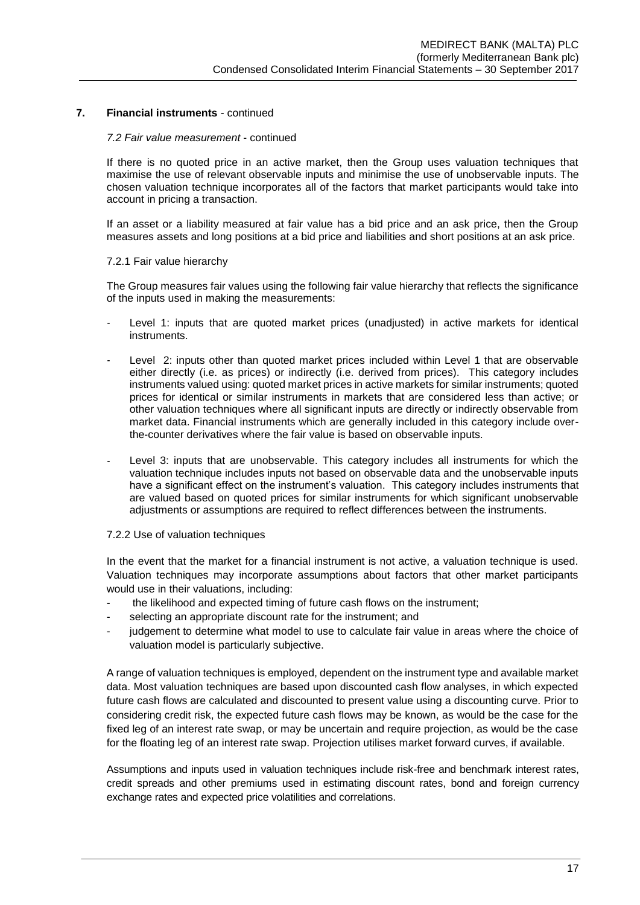## 7. Financial instruments - continued

*7.2 Fair value measurement* - continued

If there is no quoted price in an active market, then the Group uses valuation techniques that maximise the use of relevant observable inputs and minimise the use of unobservable inputs. The chosen valuation technique incorporates all of the factors that market participants would take into account in pricing a transaction.

If an asset or a liability measured at fair value has a bid price and an ask price, then the Group measures assets and long positions at a bid price and liabilities and short positions at an ask price.

7.2.1 Fair value hierarchy

The Group measures fair values using the following fair value hierarchy that reflects the significance of the inputs used in making the measurements:

- Level 1: inputs that are quoted market prices (unadjusted) in active markets for identical instruments.
- Level 2: inputs other than quoted market prices included within Level 1 that are observable either directly (i.e. as prices) or indirectly (i.e. derived from prices). This category includes instruments valued using: quoted market prices in active markets for similar instruments; quoted prices for identical or similar instruments in markets that are considered less than active; or other valuation techniques where all significant inputs are directly or indirectly observable from market data. Financial instruments which are generally included in this category include over-the-counter derivatives where the fair value is based on observable inputs.
- Level 3: inputs that are unobservable. This category includes all instruments for which the valuation technique includes inputs not based on observable data and the unobservable inputs have a significant effect on the instrument's valuation. This category includes instruments that are valued based on quoted prices for similar instruments for which significant unobservable adjustments or assumptions are required to reflect differences between the instruments.

7.2.2 Use of valuation techniques

In the event that the market for a financial instrument is not active, a valuation technique is used. Valuation techniques may incorporate assumptions about factors that other market participants would use in their valuations, including:

- the likelihood and expected timing of future cash flows on the instrument;
- selecting an appropriate discount rate for the instrument; and
- judgement to determine what model to use to calculate fair value in areas where the choice of valuation model is particularly subjective.

A range of valuation techniques is employed, dependent on the instrument type and available market data. Most valuation techniques are based upon discounted cash flow analyses, in which expected future cash flows are calculated and discounted to present value using a discounting curve. Prior to considering credit risk, the expected future cash flows may be known, as would be the case for the fixed leg of an interest rate swap, or may be uncertain and require projection, as would be the case for the floating leg of an interest rate swap. Projection utilises market forward curves, if available.

Assumptions and inputs used in valuation techniques include risk-free and benchmark interest rates, credit spreads and other premiums used in estimating discount rates, bond and foreign currency exchange rates and expected price volatilities and correlations.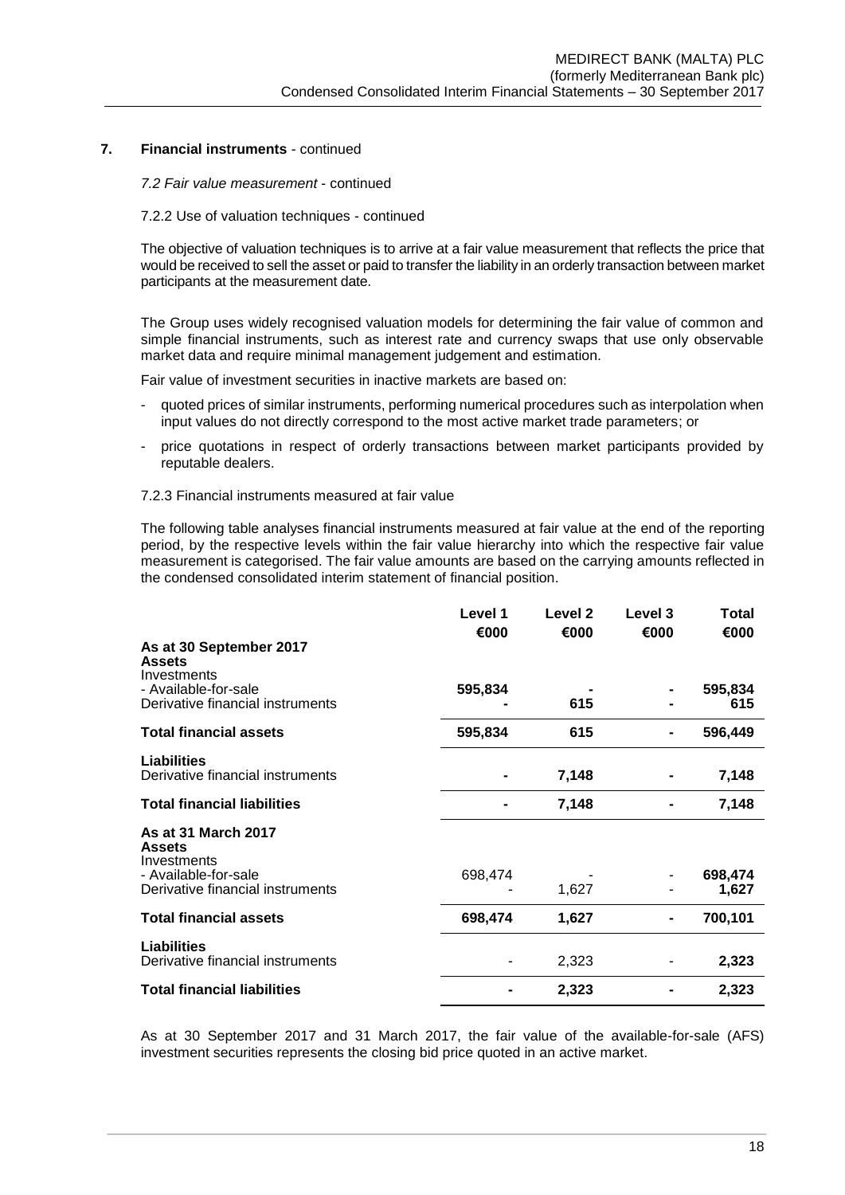## 7. Financial instruments - continued

*7.2 Fair value measurement* - continued

7.2.2 Use of valuation techniques - continued

The objective of valuation techniques is to arrive at a fair value measurement that reflects the price that would be received to sell the asset or paid to transfer the liability in an orderly transaction between market participants at the measurement date.

The Group uses widely recognised valuation models for determining the fair value of common and simple financial instruments, such as interest rate and currency swaps that use only observable market data and require minimal management judgement and estimation.

Fair value of investment securities in inactive markets are based on:

- quoted prices of similar instruments, performing numerical procedures such as interpolation when input values do not directly correspond to the most active market trade parameters; or
- price quotations in respect of orderly transactions between market participants provided by reputable dealers.

7.2.3 Financial instruments measured at fair value

The following table analyses financial instruments measured at fair value at the end of the reporting period, by the respective levels within the fair value hierarchy into which the respective fair value measurement is categorised. The fair value amounts are based on the carrying amounts reflected in the condensed consolidated interim statement of financial position.

| | Level 1 €000 | Level 2 €000 | Level 3 €000 | Total €000 |
|---|---|---|---|---|
| **As at 30 September 2017** | | | | |
| **Assets** | | | | |
| Investments | | | | |
| - Available-for-sale | **595,834** | **-** | **-** | **595,834** |
| Derivative financial instruments | **-** | **615** | **-** | **615** |
| **Total financial assets** | **595,834** | **615** | **-** | **596,449** |
| **Liabilities** | | | | |
| Derivative financial instruments | **-** | **7,148** | **-** | **7,148** |
| **Total financial liabilities** | **-** | **7,148** | **-** | **7,148** |
| **As at 31 March 2017** | | | | |
| **Assets** | | | | |
| Investments | | | | |
| - Available-for-sale | 698,474 | - | - | **698,474** |
| Derivative financial instruments | - | 1,627 | - | **1,627** |
| **Total financial assets** | **698,474** | **1,627** | **-** | **700,101** |
| **Liabilities** | | | | |
| Derivative financial instruments | - | 2,323 | - | **2,323** |
| **Total financial liabilities** | **-** | **2,323** | **-** | **2,323** |

As at 30 September 2017 and 31 March 2017, the fair value of the available-for-sale (AFS) investment securities represents the closing bid price quoted in an active market.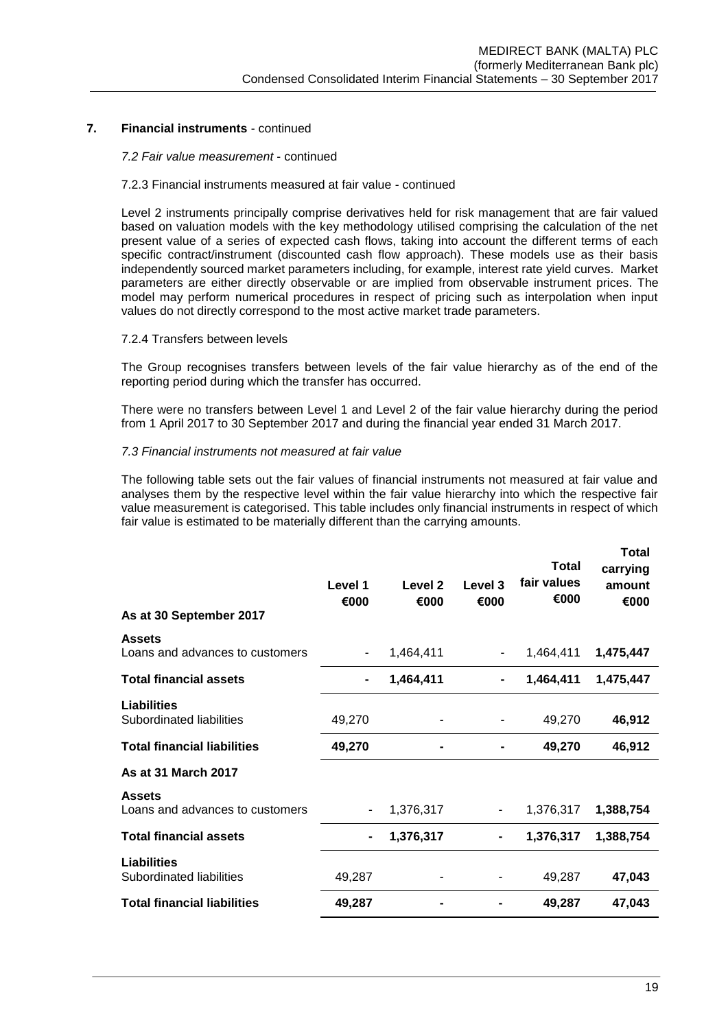## 7. Financial instruments - continued

*7.2 Fair value measurement* - continued

7.2.3 Financial instruments measured at fair value - continued

Level 2 instruments principally comprise derivatives held for risk management that are fair valued based on valuation models with the key methodology utilised comprising the calculation of the net present value of a series of expected cash flows, taking into account the different terms of each specific contract/instrument (discounted cash flow approach). These models use as their basis independently sourced market parameters including, for example, interest rate yield curves. Market parameters are either directly observable or are implied from observable instrument prices. The model may perform numerical procedures in respect of pricing such as interpolation when input values do not directly correspond to the most active market trade parameters.

7.2.4 Transfers between levels

The Group recognises transfers between levels of the fair value hierarchy as of the end of the reporting period during which the transfer has occurred.

There were no transfers between Level 1 and Level 2 of the fair value hierarchy during the period from 1 April 2017 to 30 September 2017 and during the financial year ended 31 March 2017.

*7.3 Financial instruments not measured at fair value*

The following table sets out the fair values of financial instruments not measured at fair value and analyses them by the respective level within the fair value hierarchy into which the respective fair value measurement is categorised. This table includes only financial instruments in respect of which fair value is estimated to be materially different than the carrying amounts.

| | Level 1 €000 | Level 2 €000 | Level 3 €000 | Total fair values €000 | Total carrying amount €000 |
|---|---|---|---|---|---|
| **As at 30 September 2017** | | | | | |
| **Assets** | | | | | |
| Loans and advances to customers | - | 1,464,411 | - | 1,464,411 | **1,475,447** |
| **Total financial assets** | **-** | **1,464,411** | **-** | **1,464,411** | **1,475,447** |
| **Liabilities** | | | | | |
| Subordinated liabilities | 49,270 | - | - | 49,270 | **46,912** |
| **Total financial liabilities** | **49,270** | **-** | **-** | **49,270** | **46,912** |
| **As at 31 March 2017** | | | | | |
| **Assets** | | | | | |
| Loans and advances to customers | - | 1,376,317 | - | 1,376,317 | **1,388,754** |
| **Total financial assets** | **-** | **1,376,317** | **-** | **1,376,317** | **1,388,754** |
| **Liabilities** | | | | | |
| Subordinated liabilities | 49,287 | - | - | 49,287 | **47,043** |
| **Total financial liabilities** | **49,287** | **-** | **-** | **49,287** | **47,043** |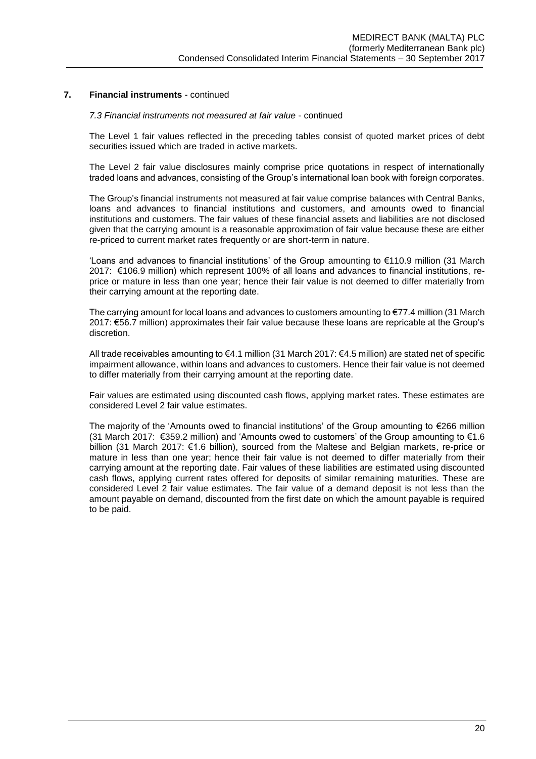## 7. Financial instruments - continued

*7.3 Financial instruments not measured at fair value* - continued

The Level 1 fair values reflected in the preceding tables consist of quoted market prices of debt securities issued which are traded in active markets.

The Level 2 fair value disclosures mainly comprise price quotations in respect of internationally traded loans and advances, consisting of the Group's international loan book with foreign corporates.

The Group's financial instruments not measured at fair value comprise balances with Central Banks, loans and advances to financial institutions and customers, and amounts owed to financial institutions and customers. The fair values of these financial assets and liabilities are not disclosed given that the carrying amount is a reasonable approximation of fair value because these are either re-priced to current market rates frequently or are short-term in nature.

'Loans and advances to financial institutions' of the Group amounting to €110.9 million (31 March 2017: €106.9 million) which represent 100% of all loans and advances to financial institutions, re-price or mature in less than one year; hence their fair value is not deemed to differ materially from their carrying amount at the reporting date.

The carrying amount for local loans and advances to customers amounting to €77.4 million (31 March 2017: €56.7 million) approximates their fair value because these loans are repricable at the Group's discretion.

All trade receivables amounting to €4.1 million (31 March 2017: €4.5 million) are stated net of specific impairment allowance, within loans and advances to customers. Hence their fair value is not deemed to differ materially from their carrying amount at the reporting date.

Fair values are estimated using discounted cash flows, applying market rates. These estimates are considered Level 2 fair value estimates.

The majority of the 'Amounts owed to financial institutions' of the Group amounting to €266 million (31 March 2017: €359.2 million) and 'Amounts owed to customers' of the Group amounting to €1.6 billion (31 March 2017: €1.6 billion), sourced from the Maltese and Belgian markets, re-price or mature in less than one year; hence their fair value is not deemed to differ materially from their carrying amount at the reporting date. Fair values of these liabilities are estimated using discounted cash flows, applying current rates offered for deposits of similar remaining maturities. These are considered Level 2 fair value estimates. The fair value of a demand deposit is not less than the amount payable on demand, discounted from the first date on which the amount payable is required to be paid.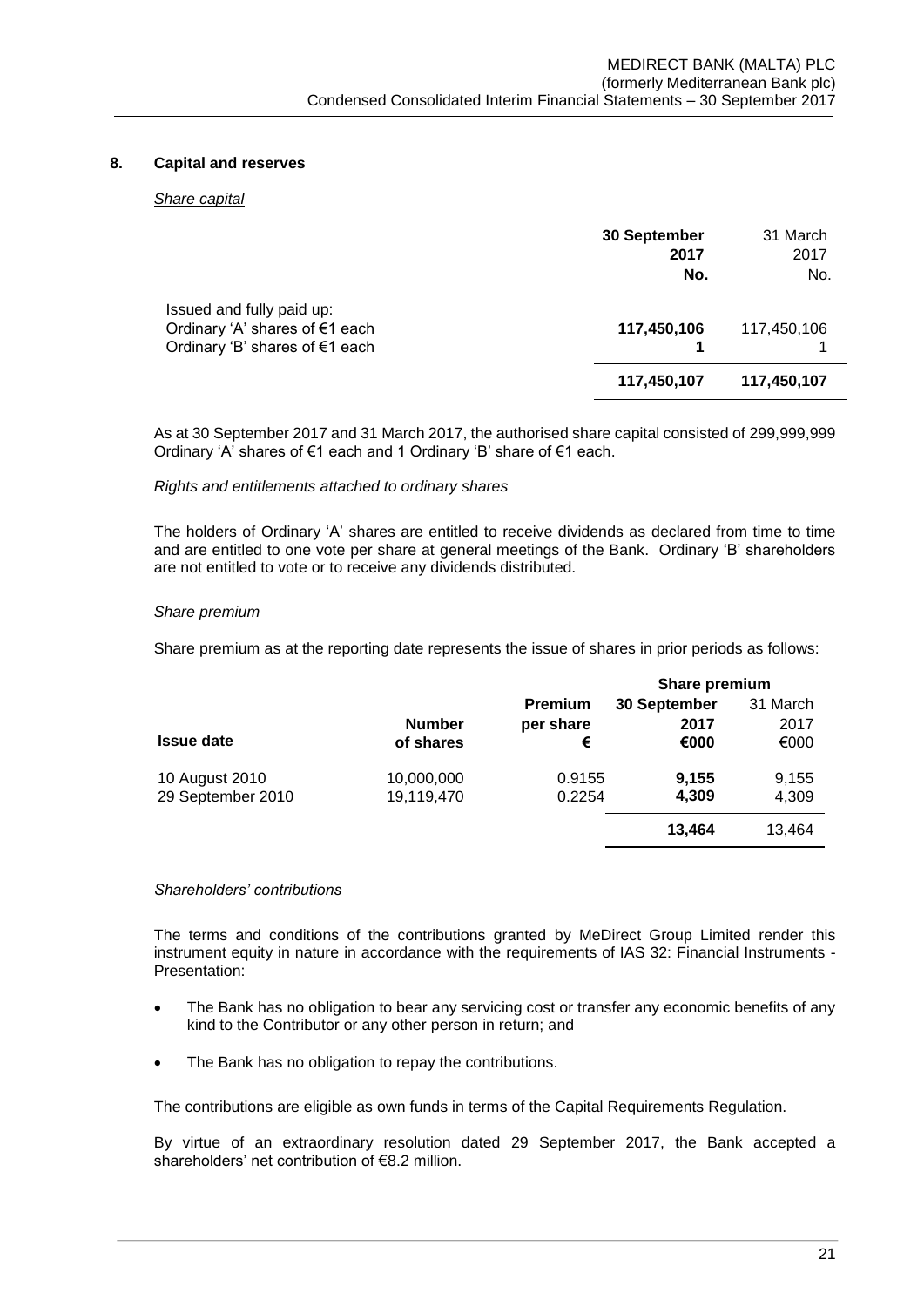## 8. Capital and reserves

*Share capital*

| | 30 September 2017 No. | 31 March 2017 No. |
|---|---|---|
| Issued and fully paid up: | | |
| Ordinary 'A' shares of €1 each | **117,450,106** | 117,450,106 |
| Ordinary 'B' shares of €1 each | **1** | 1 |
| | **117,450,107** | **117,450,107** |

As at 30 September 2017 and 31 March 2017, the authorised share capital consisted of 299,999,999 Ordinary 'A' shares of €1 each and 1 Ordinary 'B' share of €1 each.

*Rights and entitlements attached to ordinary shares*

The holders of Ordinary 'A' shares are entitled to receive dividends as declared from time to time and are entitled to one vote per share at general meetings of the Bank. Ordinary 'B' shareholders are not entitled to vote or to receive any dividends distributed.

*Share premium*

Share premium as at the reporting date represents the issue of shares in prior periods as follows:

| | | | Share premium | |
|---|---|---|---|---|
| **Issue date** | **Number of shares** | **Premium per share €** | **30 September 2017 €000** | 31 March 2017 €000 |
| 10 August 2010 | 10,000,000 | 0.9155 | **9,155** | 9,155 |
| 29 September 2010 | 19,119,470 | 0.2254 | **4,309** | 4,309 |
| | | | **13,464** | 13,464 |

*Shareholders' contributions*

The terms and conditions of the contributions granted by MeDirect Group Limited render this instrument equity in nature in accordance with the requirements of IAS 32: Financial Instruments - Presentation:

- The Bank has no obligation to bear any servicing cost or transfer any economic benefits of any kind to the Contributor or any other person in return; and
- The Bank has no obligation to repay the contributions.

The contributions are eligible as own funds in terms of the Capital Requirements Regulation.

By virtue of an extraordinary resolution dated 29 September 2017, the Bank accepted a shareholders' net contribution of €8.2 million.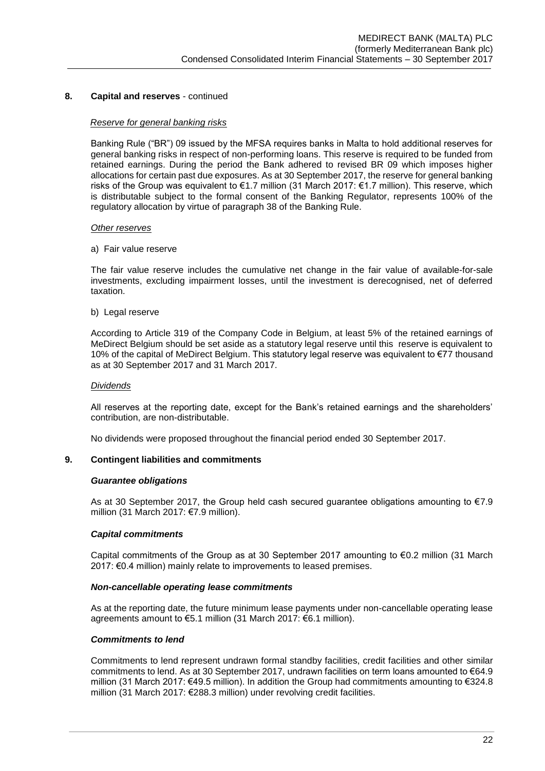## 8. Capital and reserves - continued

*Reserve for general banking risks*

Banking Rule ("BR") 09 issued by the MFSA requires banks in Malta to hold additional reserves for general banking risks in respect of non-performing loans. This reserve is required to be funded from retained earnings. During the period the Bank adhered to revised BR 09 which imposes higher allocations for certain past due exposures. As at 30 September 2017, the reserve for general banking risks of the Group was equivalent to €1.7 million (31 March 2017: €1.7 million). This reserve, which is distributable subject to the formal consent of the Banking Regulator, represents 100% of the regulatory allocation by virtue of paragraph 38 of the Banking Rule.

*Other reserves*

a) Fair value reserve

The fair value reserve includes the cumulative net change in the fair value of available-for-sale investments, excluding impairment losses, until the investment is derecognised, net of deferred taxation.

b) Legal reserve

According to Article 319 of the Company Code in Belgium, at least 5% of the retained earnings of MeDirect Belgium should be set aside as a statutory legal reserve until this reserve is equivalent to 10% of the capital of MeDirect Belgium. This statutory legal reserve was equivalent to €77 thousand as at 30 September 2017 and 31 March 2017.

*Dividends*

All reserves at the reporting date, except for the Bank's retained earnings and the shareholders' contribution, are non-distributable.

No dividends were proposed throughout the financial period ended 30 September 2017.

## 9. Contingent liabilities and commitments

***Guarantee obligations***

As at 30 September 2017, the Group held cash secured guarantee obligations amounting to €7.9 million (31 March 2017: €7.9 million).

***Capital commitments***

Capital commitments of the Group as at 30 September 2017 amounting to €0.2 million (31 March 2017: €0.4 million) mainly relate to improvements to leased premises.

***Non-cancellable operating lease commitments***

As at the reporting date, the future minimum lease payments under non-cancellable operating lease agreements amount to €5.1 million (31 March 2017: €6.1 million).

***Commitments to lend***

Commitments to lend represent undrawn formal standby facilities, credit facilities and other similar commitments to lend. As at 30 September 2017, undrawn facilities on term loans amounted to €64.9 million (31 March 2017: €49.5 million). In addition the Group had commitments amounting to €324.8 million (31 March 2017: €288.3 million) under revolving credit facilities.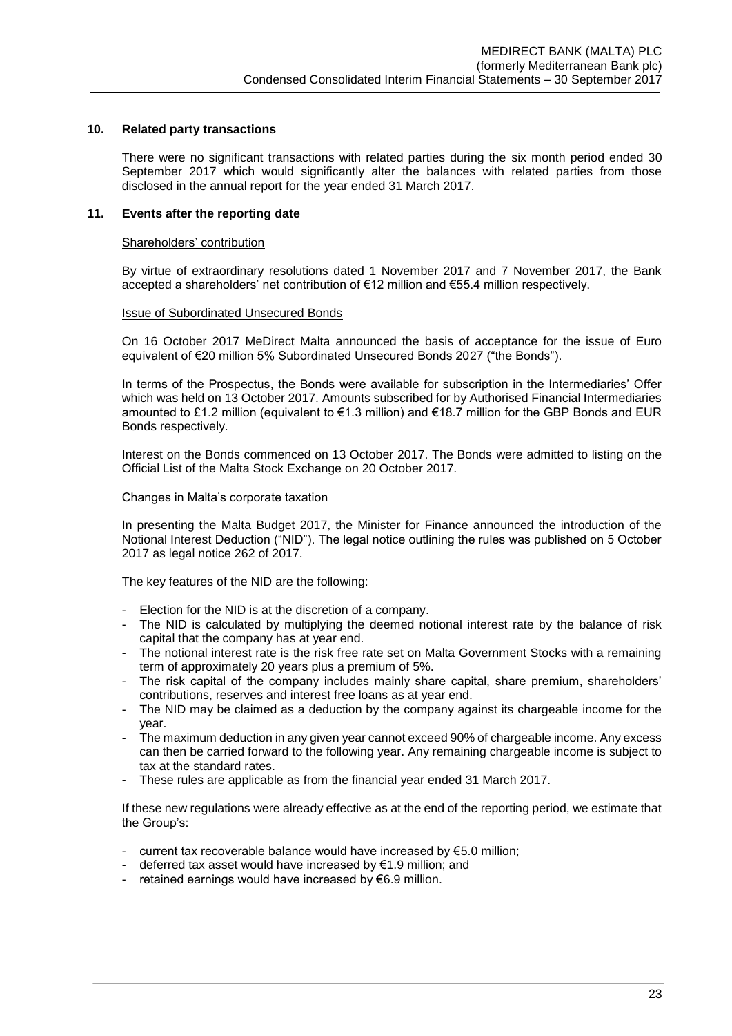## 10. Related party transactions

There were no significant transactions with related parties during the six month period ended 30 September 2017 which would significantly alter the balances with related parties from those disclosed in the annual report for the year ended 31 March 2017.

## 11. Events after the reporting date

Shareholders' contribution

By virtue of extraordinary resolutions dated 1 November 2017 and 7 November 2017, the Bank accepted a shareholders' net contribution of €12 million and €55.4 million respectively.

Issue of Subordinated Unsecured Bonds

On 16 October 2017 MeDirect Malta announced the basis of acceptance for the issue of Euro equivalent of €20 million 5% Subordinated Unsecured Bonds 2027 ("the Bonds").

In terms of the Prospectus, the Bonds were available for subscription in the Intermediaries' Offer which was held on 13 October 2017. Amounts subscribed for by Authorised Financial Intermediaries amounted to £1.2 million (equivalent to €1.3 million) and €18.7 million for the GBP Bonds and EUR Bonds respectively.

Interest on the Bonds commenced on 13 October 2017. The Bonds were admitted to listing on the Official List of the Malta Stock Exchange on 20 October 2017.

Changes in Malta's corporate taxation

In presenting the Malta Budget 2017, the Minister for Finance announced the introduction of the Notional Interest Deduction ("NID"). The legal notice outlining the rules was published on 5 October 2017 as legal notice 262 of 2017.

The key features of the NID are the following:

- Election for the NID is at the discretion of a company.
- The NID is calculated by multiplying the deemed notional interest rate by the balance of risk capital that the company has at year end.
- The notional interest rate is the risk free rate set on Malta Government Stocks with a remaining term of approximately 20 years plus a premium of 5%.
- The risk capital of the company includes mainly share capital, share premium, shareholders' contributions, reserves and interest free loans as at year end.
- The NID may be claimed as a deduction by the company against its chargeable income for the year.
- The maximum deduction in any given year cannot exceed 90% of chargeable income. Any excess can then be carried forward to the following year. Any remaining chargeable income is subject to tax at the standard rates.
- These rules are applicable as from the financial year ended 31 March 2017.

If these new regulations were already effective as at the end of the reporting period, we estimate that the Group's:

- current tax recoverable balance would have increased by €5.0 million;
- deferred tax asset would have increased by €1.9 million; and
- retained earnings would have increased by €6.9 million.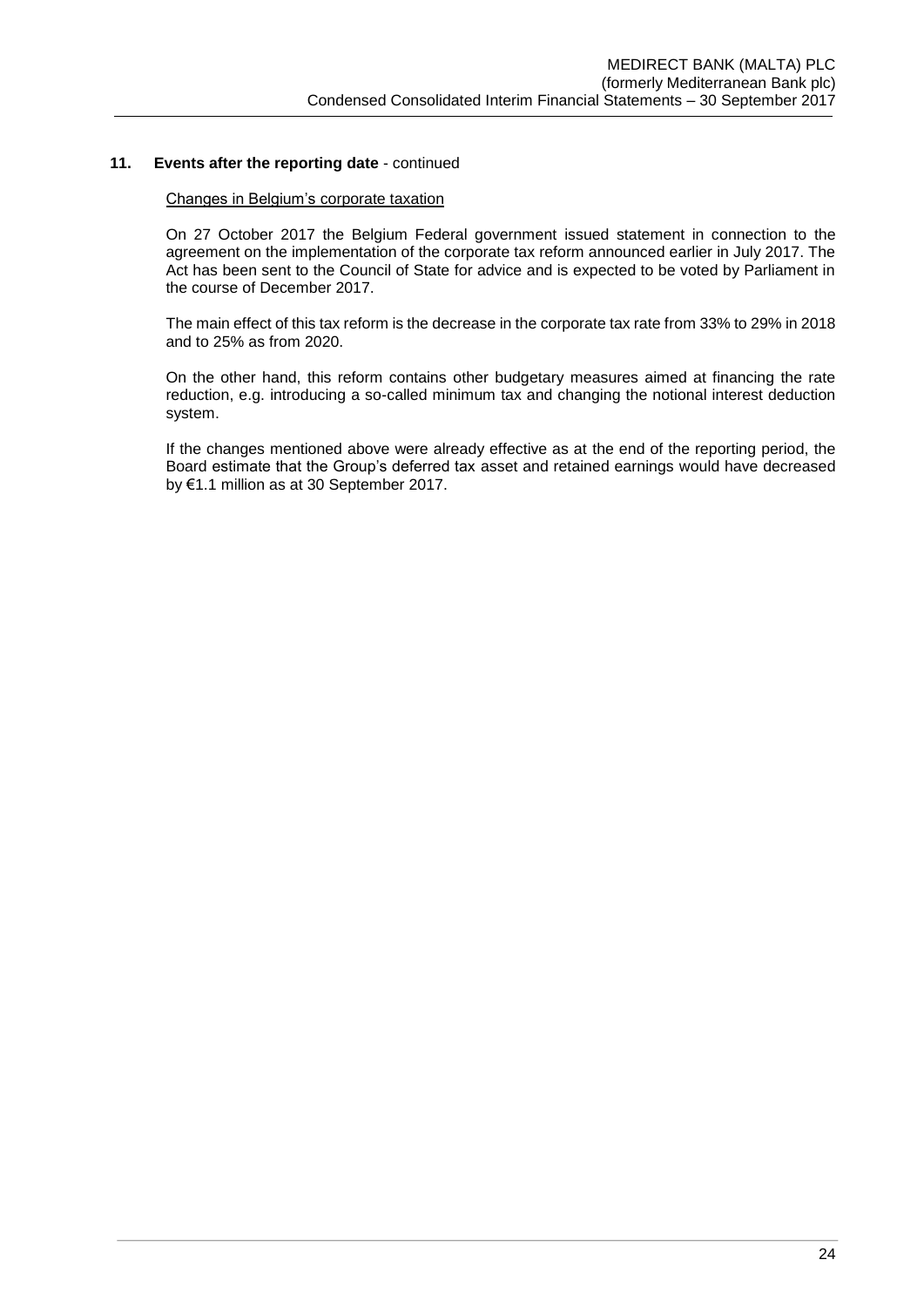## 11. Events after the reporting date - continued

Changes in Belgium's corporate taxation

On 27 October 2017 the Belgium Federal government issued statement in connection to the agreement on the implementation of the corporate tax reform announced earlier in July 2017. The Act has been sent to the Council of State for advice and is expected to be voted by Parliament in the course of December 2017.

The main effect of this tax reform is the decrease in the corporate tax rate from 33% to 29% in 2018 and to 25% as from 2020.

On the other hand, this reform contains other budgetary measures aimed at financing the rate reduction, e.g. introducing a so-called minimum tax and changing the notional interest deduction system.

If the changes mentioned above were already effective as at the end of the reporting period, the Board estimate that the Group's deferred tax asset and retained earnings would have decreased by €1.1 million as at 30 September 2017.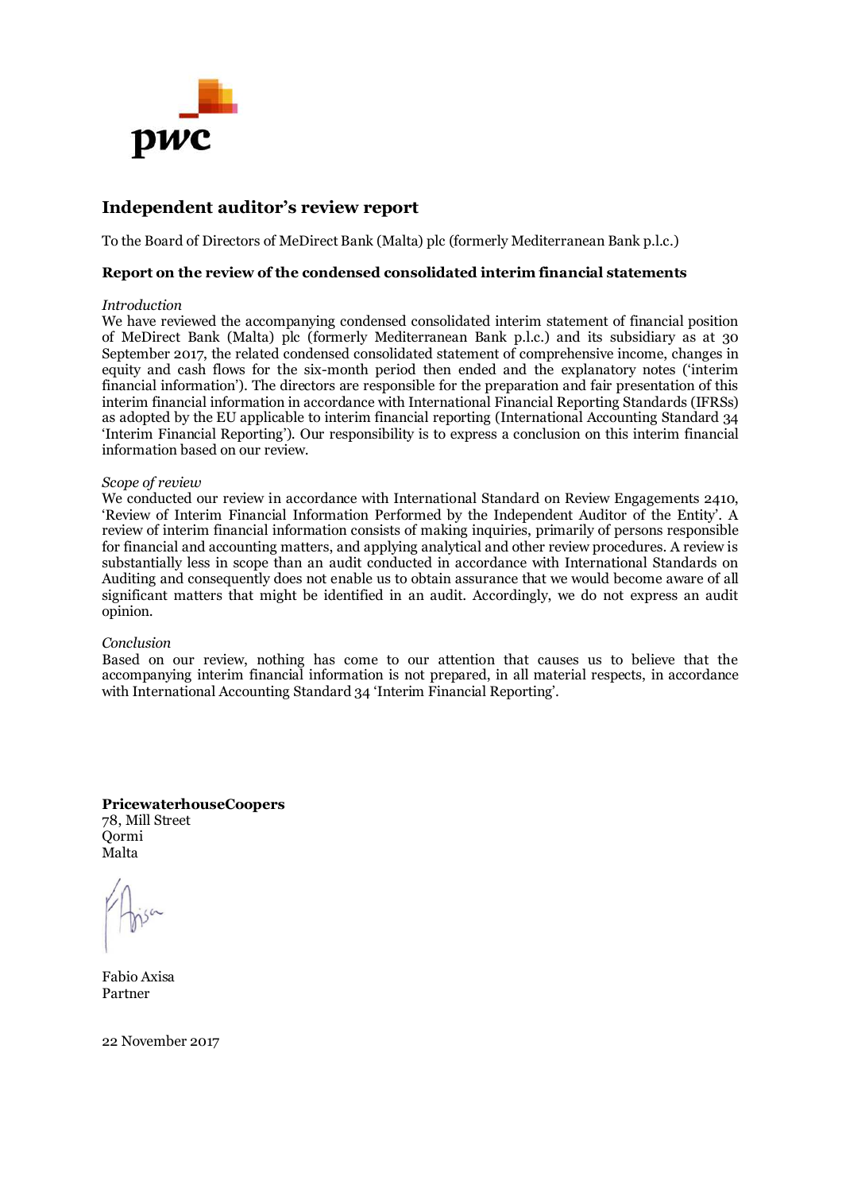# Independent auditor's review report

To the Board of Directors of MeDirect Bank (Malta) plc (formerly Mediterranean Bank p.l.c.)

## Report on the review of the condensed consolidated interim financial statements

*Introduction*
We have reviewed the accompanying condensed consolidated interim statement of financial position of MeDirect Bank (Malta) plc (formerly Mediterranean Bank p.l.c.) and its subsidiary as at 30 September 2017, the related condensed consolidated statement of comprehensive income, changes in equity and cash flows for the six-month period then ended and the explanatory notes ('interim financial information'). The directors are responsible for the preparation and fair presentation of this interim financial information in accordance with International Financial Reporting Standards (IFRSs) as adopted by the EU applicable to interim financial reporting (International Accounting Standard 34 'Interim Financial Reporting'). Our responsibility is to express a conclusion on this interim financial information based on our review.

*Scope of review*
We conducted our review in accordance with International Standard on Review Engagements 2410, 'Review of Interim Financial Information Performed by the Independent Auditor of the Entity'. A review of interim financial information consists of making inquiries, primarily of persons responsible for financial and accounting matters, and applying analytical and other review procedures. A review is substantially less in scope than an audit conducted in accordance with International Standards on Auditing and consequently does not enable us to obtain assurance that we would become aware of all significant matters that might be identified in an audit. Accordingly, we do not express an audit opinion.

*Conclusion*
Based on our review, nothing has come to our attention that causes us to believe that the accompanying interim financial information is not prepared, in all material respects, in accordance with International Accounting Standard 34 'Interim Financial Reporting'.

**PricewaterhouseCoopers**
78, Mill Street
Qormi
Malta

Fabio Axisa
Partner

22 November 2017